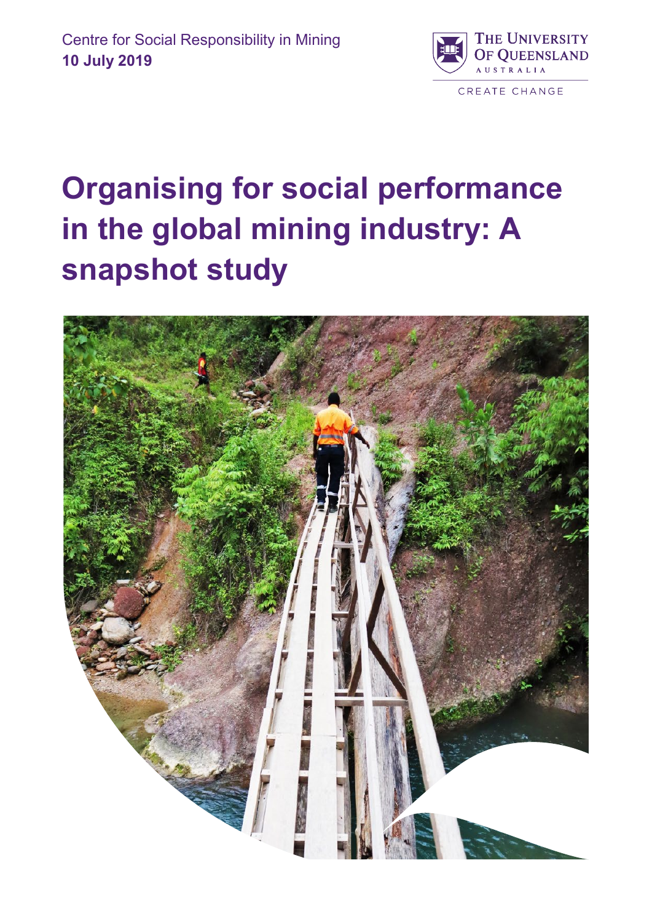Centre for Social Responsibility in Mining
**10 July 2019**

THE UNIVERSITY OF QUEENSLAND AUSTRALIA

CREATE CHANGE

# Organising for social performance in the global mining industry: A snapshot study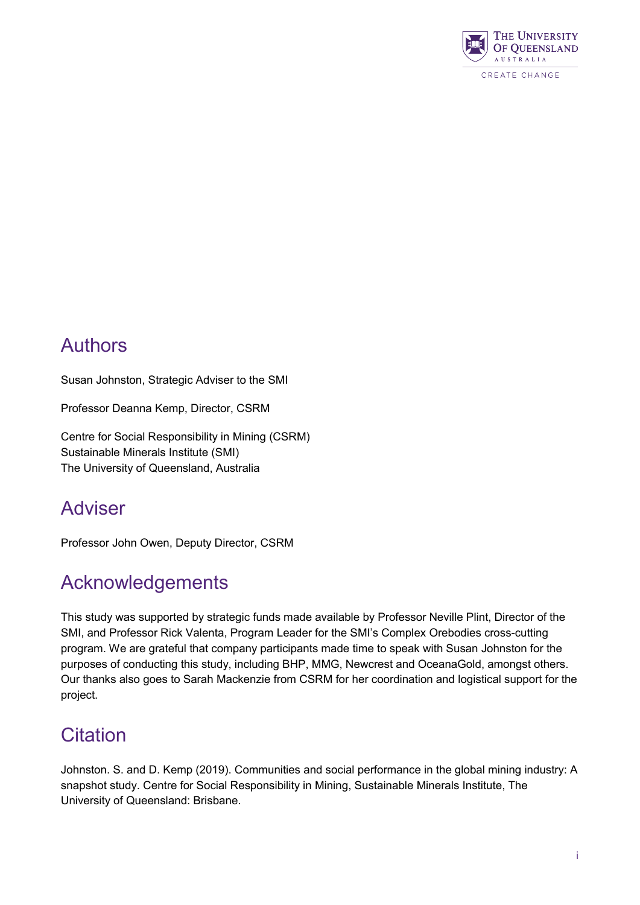## Authors

Susan Johnston, Strategic Adviser to the SMI

Professor Deanna Kemp, Director, CSRM

Centre for Social Responsibility in Mining (CSRM)
Sustainable Minerals Institute (SMI)
The University of Queensland, Australia

## Adviser

Professor John Owen, Deputy Director, CSRM

## Acknowledgements

This study was supported by strategic funds made available by Professor Neville Plint, Director of the SMI, and Professor Rick Valenta, Program Leader for the SMI's Complex Orebodies cross-cutting program. We are grateful that company participants made time to speak with Susan Johnston for the purposes of conducting this study, including BHP, MMG, Newcrest and OceanaGold, amongst others. Our thanks also goes to Sarah Mackenzie from CSRM for her coordination and logistical support for the project.

## Citation

Johnston. S. and D. Kemp (2019). Communities and social performance in the global mining industry: A snapshot study. Centre for Social Responsibility in Mining, Sustainable Minerals Institute, The University of Queensland: Brisbane.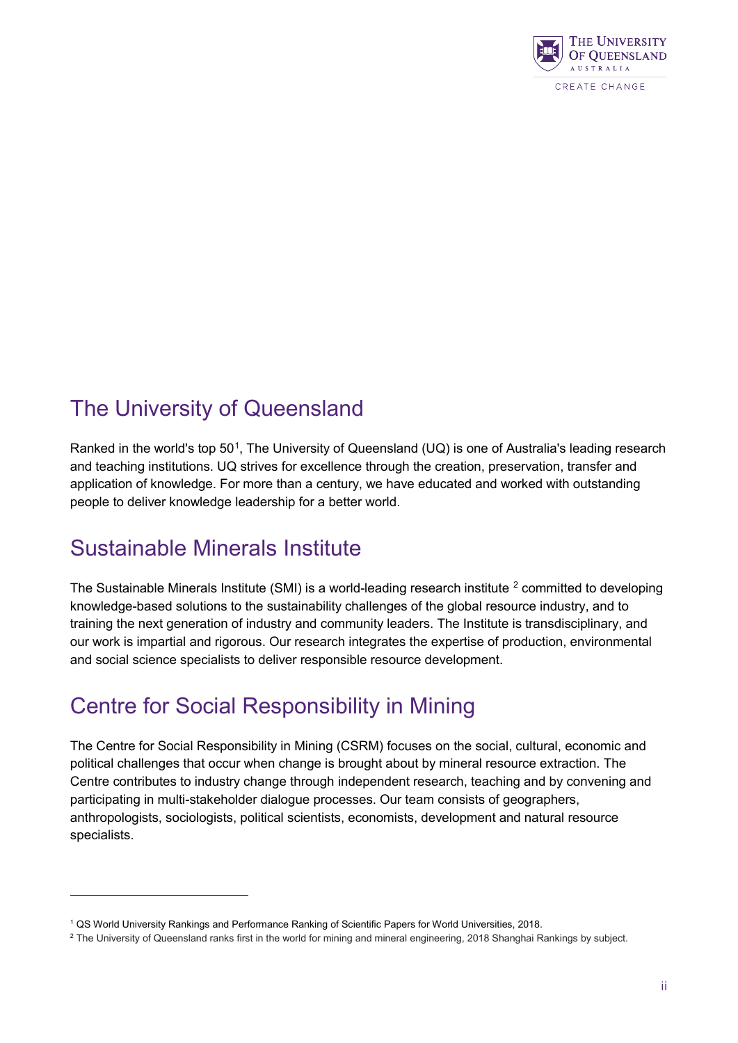## The University of Queensland

Ranked in the world's top 50[1], The University of Queensland (UQ) is one of Australia's leading research and teaching institutions. UQ strives for excellence through the creation, preservation, transfer and application of knowledge. For more than a century, we have educated and worked with outstanding people to deliver knowledge leadership for a better world.

## Sustainable Minerals Institute

The Sustainable Minerals Institute (SMI) is a world-leading research institute [2] committed to developing knowledge-based solutions to the sustainability challenges of the global resource industry, and to training the next generation of industry and community leaders. The Institute is transdisciplinary, and our work is impartial and rigorous. Our research integrates the expertise of production, environmental and social science specialists to deliver responsible resource development.

## Centre for Social Responsibility in Mining

The Centre for Social Responsibility in Mining (CSRM) focuses on the social, cultural, economic and political challenges that occur when change is brought about by mineral resource extraction. The Centre contributes to industry change through independent research, teaching and by convening and participating in multi-stakeholder dialogue processes. Our team consists of geographers, anthropologists, sociologists, political scientists, economists, development and natural resource specialists.

---

[1] QS World University Rankings and Performance Ranking of Scientific Papers for World Universities, 2018.

[2] The University of Queensland ranks first in the world for mining and mineral engineering, 2018 Shanghai Rankings by subject.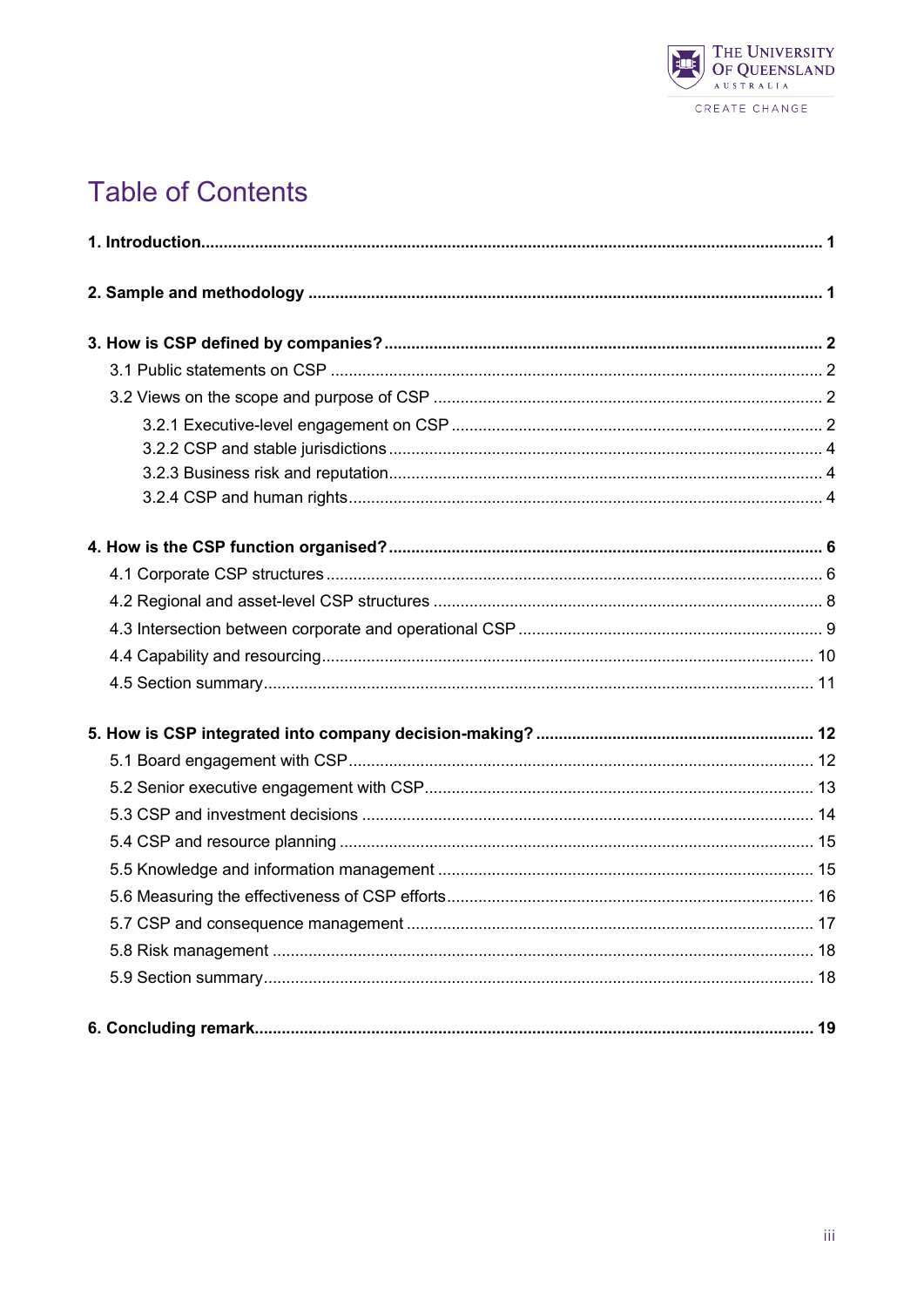# Table of Contents

**1. Introduction** ........ **1**

**2. Sample and methodology** ........ **1**

**3. How is CSP defined by companies?** ........ **2**

- 3.1 Public statements on CSP ........ 2
- 3.2 Views on the scope and purpose of CSP ........ 2
  - 3.2.1 Executive-level engagement on CSP ........ 2
  - 3.2.2 CSP and stable jurisdictions ........ 4
  - 3.2.3 Business risk and reputation ........ 4
  - 3.2.4 CSP and human rights ........ 4

**4. How is the CSP function organised?** ........ **6**

- 4.1 Corporate CSP structures ........ 6
- 4.2 Regional and asset-level CSP structures ........ 8
- 4.3 Intersection between corporate and operational CSP ........ 9
- 4.4 Capability and resourcing ........ 10
- 4.5 Section summary ........ 11

**5. How is CSP integrated into company decision-making?** ........ **12**

- 5.1 Board engagement with CSP ........ 12
- 5.2 Senior executive engagement with CSP ........ 13
- 5.3 CSP and investment decisions ........ 14
- 5.4 CSP and resource planning ........ 15
- 5.5 Knowledge and information management ........ 15
- 5.6 Measuring the effectiveness of CSP efforts ........ 16
- 5.7 CSP and consequence management ........ 17
- 5.8 Risk management ........ 18
- 5.9 Section summary ........ 18

**6. Concluding remark** ........ **19**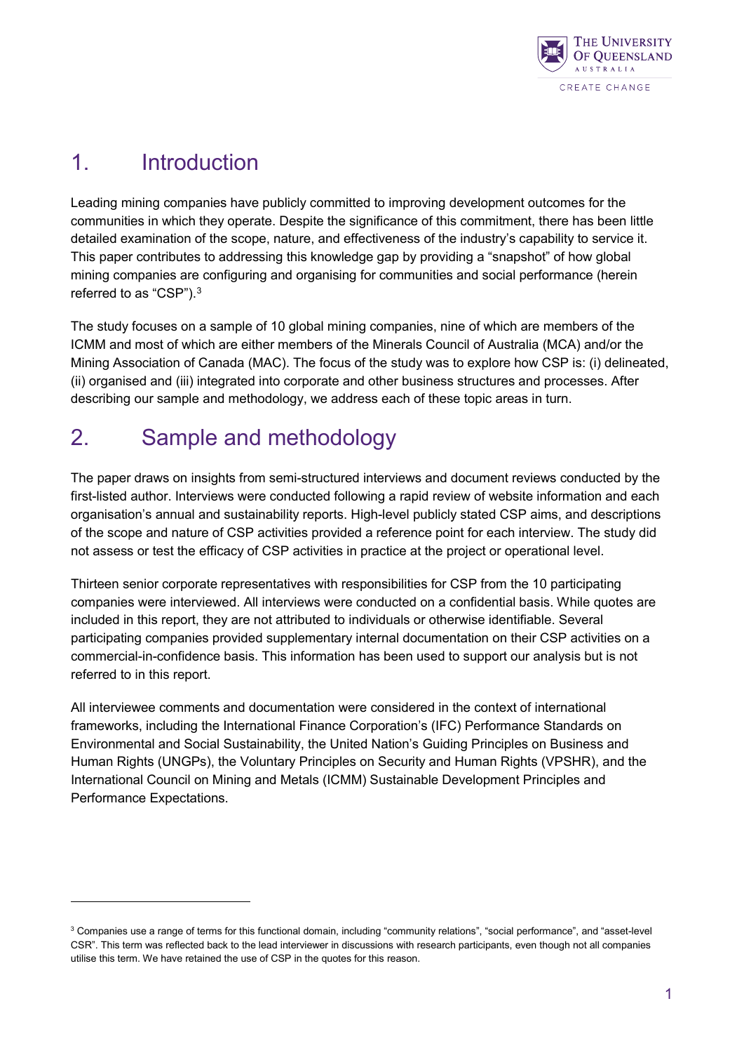# 1. Introduction

Leading mining companies have publicly committed to improving development outcomes for the communities in which they operate. Despite the significance of this commitment, there has been little detailed examination of the scope, nature, and effectiveness of the industry's capability to service it. This paper contributes to addressing this knowledge gap by providing a "snapshot" of how global mining companies are configuring and organising for communities and social performance (herein referred to as "CSP").[3]

The study focuses on a sample of 10 global mining companies, nine of which are members of the ICMM and most of which are either members of the Minerals Council of Australia (MCA) and/or the Mining Association of Canada (MAC). The focus of the study was to explore how CSP is: (i) delineated, (ii) organised and (iii) integrated into corporate and other business structures and processes. After describing our sample and methodology, we address each of these topic areas in turn.

# 2. Sample and methodology

The paper draws on insights from semi-structured interviews and document reviews conducted by the first-listed author. Interviews were conducted following a rapid review of website information and each organisation's annual and sustainability reports. High-level publicly stated CSP aims, and descriptions of the scope and nature of CSP activities provided a reference point for each interview. The study did not assess or test the efficacy of CSP activities in practice at the project or operational level.

Thirteen senior corporate representatives with responsibilities for CSP from the 10 participating companies were interviewed. All interviews were conducted on a confidential basis. While quotes are included in this report, they are not attributed to individuals or otherwise identifiable. Several participating companies provided supplementary internal documentation on their CSP activities on a commercial-in-confidence basis. This information has been used to support our analysis but is not referred to in this report.

All interviewee comments and documentation were considered in the context of international frameworks, including the International Finance Corporation's (IFC) Performance Standards on Environmental and Social Sustainability, the United Nation's Guiding Principles on Business and Human Rights (UNGPs), the Voluntary Principles on Security and Human Rights (VPSHR), and the International Council on Mining and Metals (ICMM) Sustainable Development Principles and Performance Expectations.

---

[3] Companies use a range of terms for this functional domain, including "community relations", "social performance", and "asset-level CSR". This term was reflected back to the lead interviewer in discussions with research participants, even though not all companies utilise this term. We have retained the use of CSP in the quotes for this reason.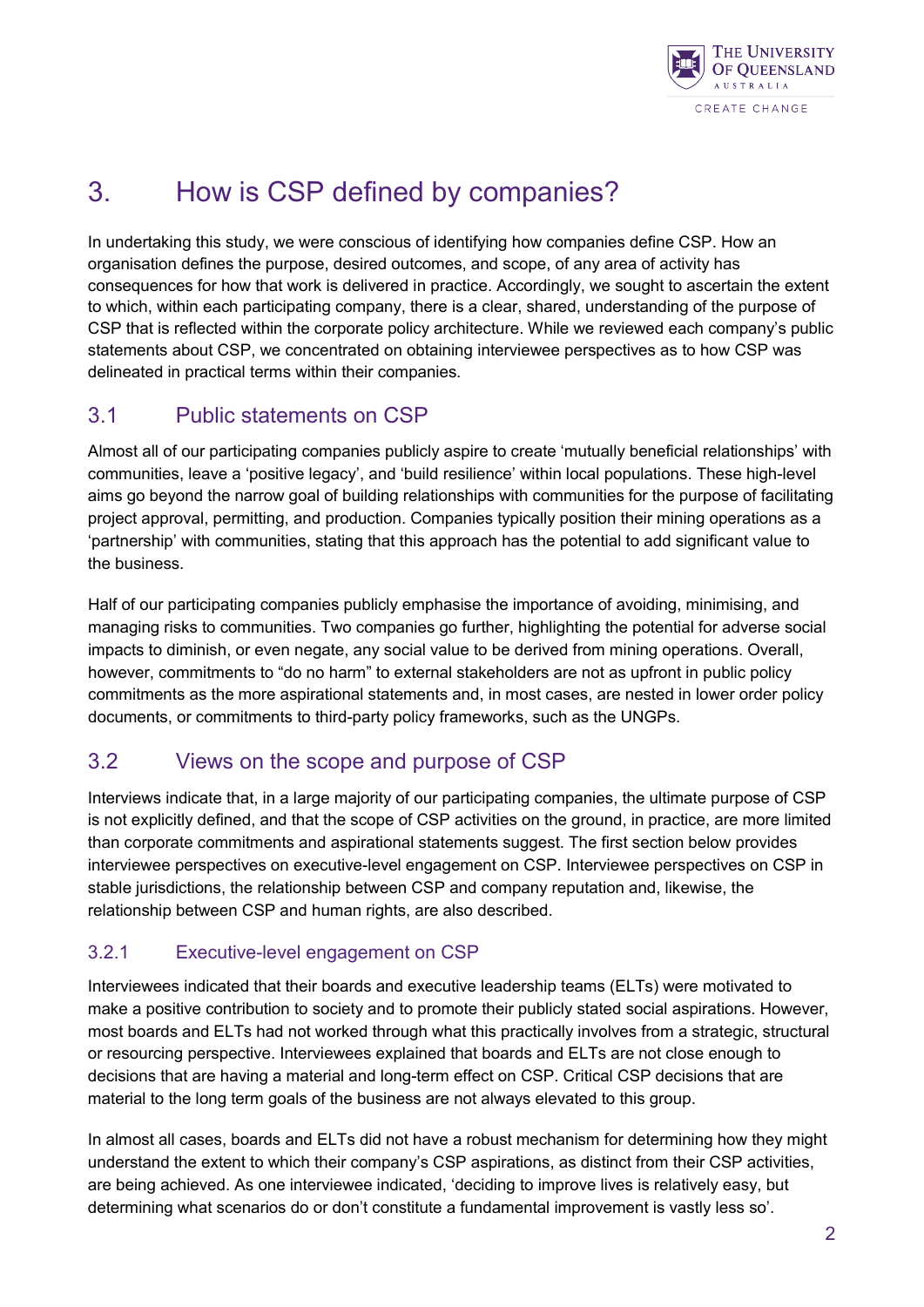# 3. How is CSP defined by companies?

In undertaking this study, we were conscious of identifying how companies define CSP. How an organisation defines the purpose, desired outcomes, and scope, of any area of activity has consequences for how that work is delivered in practice. Accordingly, we sought to ascertain the extent to which, within each participating company, there is a clear, shared, understanding of the purpose of CSP that is reflected within the corporate policy architecture. While we reviewed each company's public statements about CSP, we concentrated on obtaining interviewee perspectives as to how CSP was delineated in practical terms within their companies.

## 3.1 Public statements on CSP

Almost all of our participating companies publicly aspire to create 'mutually beneficial relationships' with communities, leave a 'positive legacy', and 'build resilience' within local populations. These high-level aims go beyond the narrow goal of building relationships with communities for the purpose of facilitating project approval, permitting, and production. Companies typically position their mining operations as a 'partnership' with communities, stating that this approach has the potential to add significant value to the business.

Half of our participating companies publicly emphasise the importance of avoiding, minimising, and managing risks to communities. Two companies go further, highlighting the potential for adverse social impacts to diminish, or even negate, any social value to be derived from mining operations. Overall, however, commitments to "do no harm" to external stakeholders are not as upfront in public policy commitments as the more aspirational statements and, in most cases, are nested in lower order policy documents, or commitments to third-party policy frameworks, such as the UNGPs.

## 3.2 Views on the scope and purpose of CSP

Interviews indicate that, in a large majority of our participating companies, the ultimate purpose of CSP is not explicitly defined, and that the scope of CSP activities on the ground, in practice, are more limited than corporate commitments and aspirational statements suggest. The first section below provides interviewee perspectives on executive-level engagement on CSP. Interviewee perspectives on CSP in stable jurisdictions, the relationship between CSP and company reputation and, likewise, the relationship between CSP and human rights, are also described.

### 3.2.1 Executive-level engagement on CSP

Interviewees indicated that their boards and executive leadership teams (ELTs) were motivated to make a positive contribution to society and to promote their publicly stated social aspirations. However, most boards and ELTs had not worked through what this practically involves from a strategic, structural or resourcing perspective. Interviewees explained that boards and ELTs are not close enough to decisions that are having a material and long-term effect on CSP. Critical CSP decisions that are material to the long term goals of the business are not always elevated to this group.

In almost all cases, boards and ELTs did not have a robust mechanism for determining how they might understand the extent to which their company's CSP aspirations, as distinct from their CSP activities, are being achieved. As one interviewee indicated, 'deciding to improve lives is relatively easy, but determining what scenarios do or don't constitute a fundamental improvement is vastly less so'.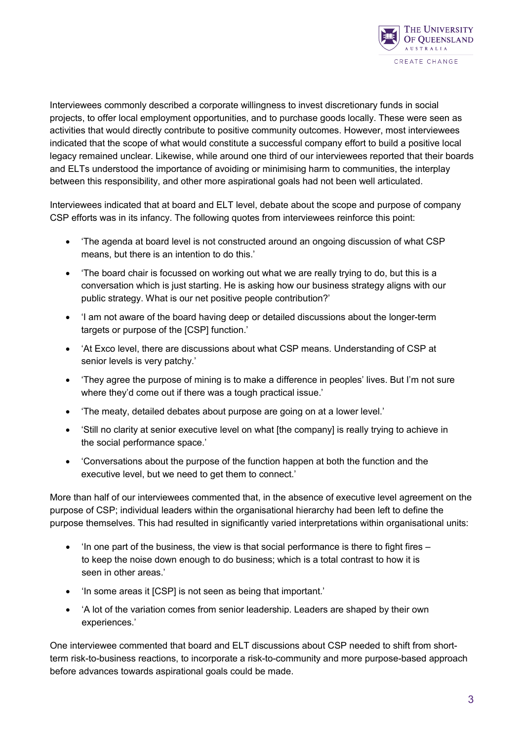Interviewees commonly described a corporate willingness to invest discretionary funds in social projects, to offer local employment opportunities, and to purchase goods locally. These were seen as activities that would directly contribute to positive community outcomes. However, most interviewees indicated that the scope of what would constitute a successful company effort to build a positive local legacy remained unclear. Likewise, while around one third of our interviewees reported that their boards and ELTs understood the importance of avoiding or minimising harm to communities, the interplay between this responsibility, and other more aspirational goals had not been well articulated.

Interviewees indicated that at board and ELT level, debate about the scope and purpose of company CSP efforts was in its infancy. The following quotes from interviewees reinforce this point:

- 'The agenda at board level is not constructed around an ongoing discussion of what CSP means, but there is an intention to do this.'
- 'The board chair is focussed on working out what we are really trying to do, but this is a conversation which is just starting. He is asking how our business strategy aligns with our public strategy. What is our net positive people contribution?'
- 'I am not aware of the board having deep or detailed discussions about the longer-term targets or purpose of the [CSP] function.'
- 'At Exco level, there are discussions about what CSP means. Understanding of CSP at senior levels is very patchy.'
- 'They agree the purpose of mining is to make a difference in peoples' lives. But I'm not sure where they'd come out if there was a tough practical issue.'
- 'The meaty, detailed debates about purpose are going on at a lower level.'
- 'Still no clarity at senior executive level on what [the company] is really trying to achieve in the social performance space.'
- 'Conversations about the purpose of the function happen at both the function and the executive level, but we need to get them to connect.'

More than half of our interviewees commented that, in the absence of executive level agreement on the purpose of CSP; individual leaders within the organisational hierarchy had been left to define the purpose themselves. This had resulted in significantly varied interpretations within organisational units:

- 'In one part of the business, the view is that social performance is there to fight fires – to keep the noise down enough to do business; which is a total contrast to how it is seen in other areas.'
- 'In some areas it [CSP] is not seen as being that important.'
- 'A lot of the variation comes from senior leadership. Leaders are shaped by their own experiences.'

One interviewee commented that board and ELT discussions about CSP needed to shift from short-term risk-to-business reactions, to incorporate a risk-to-community and more purpose-based approach before advances towards aspirational goals could be made.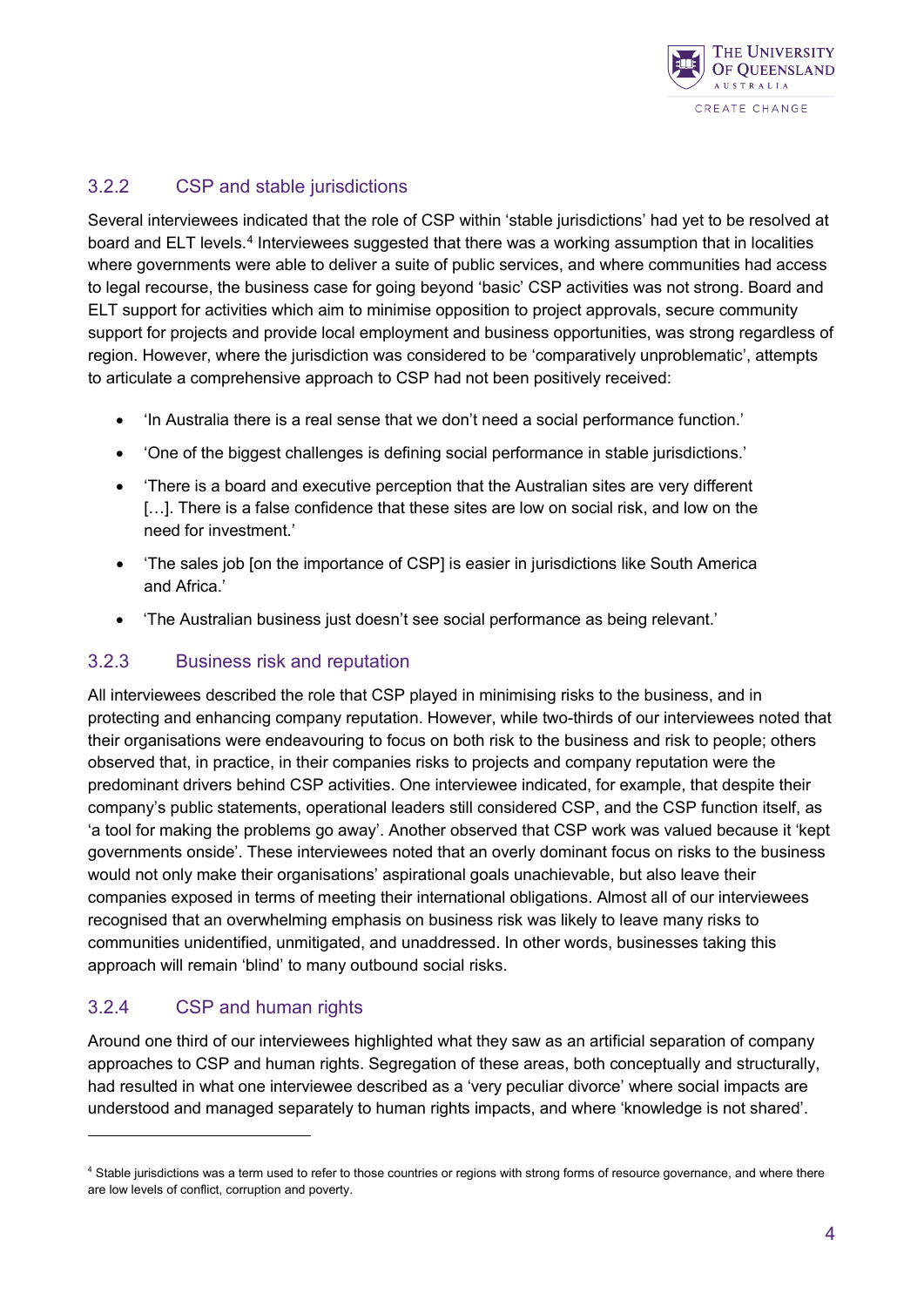### 3.2.2 CSP and stable jurisdictions

Several interviewees indicated that the role of CSP within 'stable jurisdictions' had yet to be resolved at board and ELT levels.[4] Interviewees suggested that there was a working assumption that in localities where governments were able to deliver a suite of public services, and where communities had access to legal recourse, the business case for going beyond 'basic' CSP activities was not strong. Board and ELT support for activities which aim to minimise opposition to project approvals, secure community support for projects and provide local employment and business opportunities, was strong regardless of region. However, where the jurisdiction was considered to be 'comparatively unproblematic', attempts to articulate a comprehensive approach to CSP had not been positively received:

- 'In Australia there is a real sense that we don't need a social performance function.'
- 'One of the biggest challenges is defining social performance in stable jurisdictions.'
- 'There is a board and executive perception that the Australian sites are very different […]. There is a false confidence that these sites are low on social risk, and low on the need for investment.'
- 'The sales job [on the importance of CSP] is easier in jurisdictions like South America and Africa.'
- 'The Australian business just doesn't see social performance as being relevant.'

### 3.2.3 Business risk and reputation

All interviewees described the role that CSP played in minimising risks to the business, and in protecting and enhancing company reputation. However, while two-thirds of our interviewees noted that their organisations were endeavouring to focus on both risk to the business and risk to people; others observed that, in practice, in their companies risks to projects and company reputation were the predominant drivers behind CSP activities. One interviewee indicated, for example, that despite their company's public statements, operational leaders still considered CSP, and the CSP function itself, as 'a tool for making the problems go away'. Another observed that CSP work was valued because it 'kept governments onside'. These interviewees noted that an overly dominant focus on risks to the business would not only make their organisations' aspirational goals unachievable, but also leave their companies exposed in terms of meeting their international obligations. Almost all of our interviewees recognised that an overwhelming emphasis on business risk was likely to leave many risks to communities unidentified, unmitigated, and unaddressed. In other words, businesses taking this approach will remain 'blind' to many outbound social risks.

### 3.2.4 CSP and human rights

Around one third of our interviewees highlighted what they saw as an artificial separation of company approaches to CSP and human rights. Segregation of these areas, both conceptually and structurally, had resulted in what one interviewee described as a 'very peculiar divorce' where social impacts are understood and managed separately to human rights impacts, and where 'knowledge is not shared'.

---

[4] Stable jurisdictions was a term used to refer to those countries or regions with strong forms of resource governance, and where there are low levels of conflict, corruption and poverty.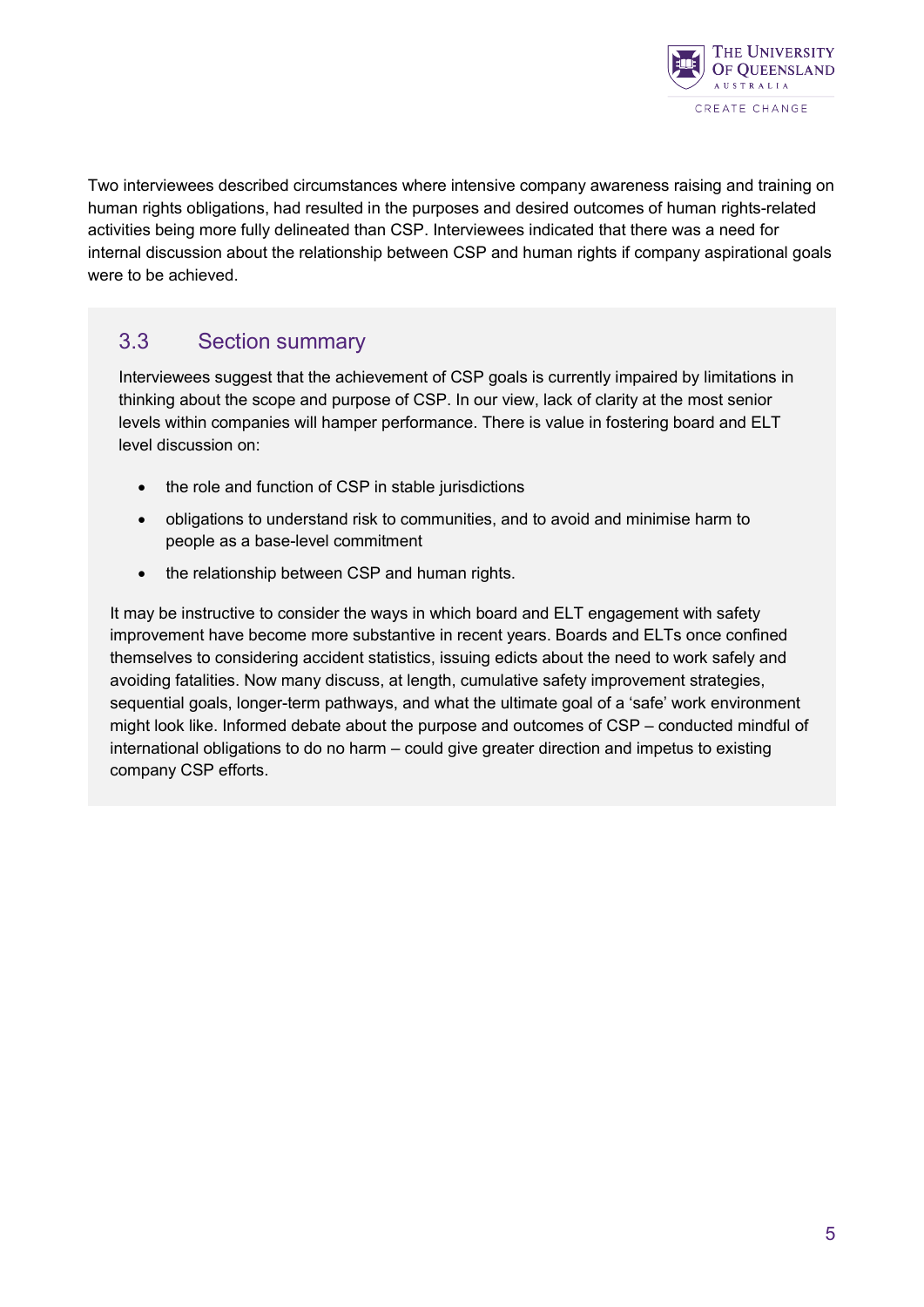Two interviewees described circumstances where intensive company awareness raising and training on human rights obligations, had resulted in the purposes and desired outcomes of human rights-related activities being more fully delineated than CSP. Interviewees indicated that there was a need for internal discussion about the relationship between CSP and human rights if company aspirational goals were to be achieved.

## 3.3 Section summary

Interviewees suggest that the achievement of CSP goals is currently impaired by limitations in thinking about the scope and purpose of CSP. In our view, lack of clarity at the most senior levels within companies will hamper performance. There is value in fostering board and ELT level discussion on:

- the role and function of CSP in stable jurisdictions
- obligations to understand risk to communities, and to avoid and minimise harm to people as a base-level commitment
- the relationship between CSP and human rights.

It may be instructive to consider the ways in which board and ELT engagement with safety improvement have become more substantive in recent years. Boards and ELTs once confined themselves to considering accident statistics, issuing edicts about the need to work safely and avoiding fatalities. Now many discuss, at length, cumulative safety improvement strategies, sequential goals, longer-term pathways, and what the ultimate goal of a 'safe' work environment might look like. Informed debate about the purpose and outcomes of CSP – conducted mindful of international obligations to do no harm – could give greater direction and impetus to existing company CSP efforts.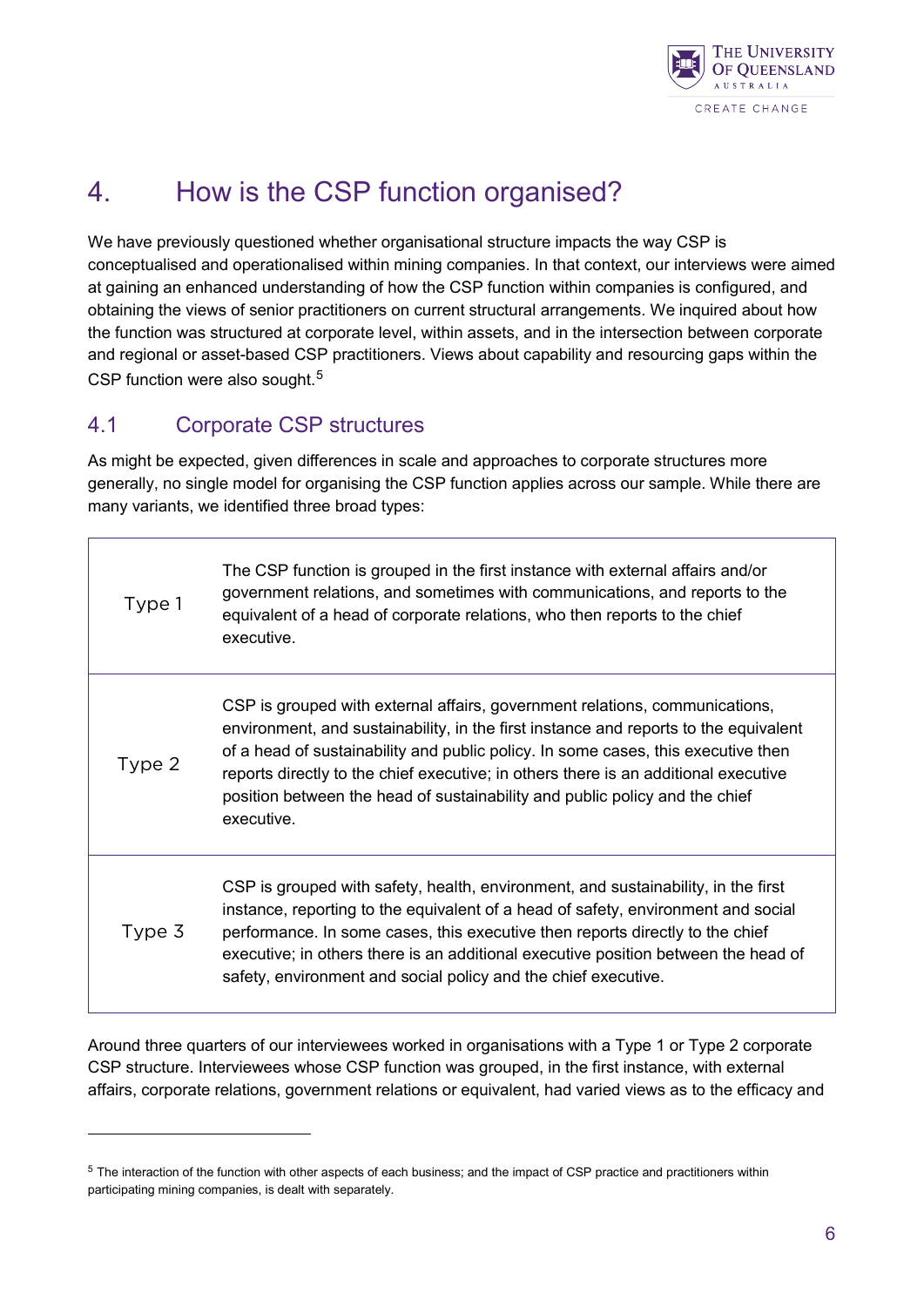# 4. How is the CSP function organised?

We have previously questioned whether organisational structure impacts the way CSP is conceptualised and operationalised within mining companies. In that context, our interviews were aimed at gaining an enhanced understanding of how the CSP function within companies is configured, and obtaining the views of senior practitioners on current structural arrangements. We inquired about how the function was structured at corporate level, within assets, and in the intersection between corporate and regional or asset-based CSP practitioners. Views about capability and resourcing gaps within the CSP function were also sought.[5]

## 4.1 Corporate CSP structures

As might be expected, given differences in scale and approaches to corporate structures more generally, no single model for organising the CSP function applies across our sample. While there are many variants, we identified three broad types:

| | |
|---|---|
| Type 1 | The CSP function is grouped in the first instance with external affairs and/or government relations, and sometimes with communications, and reports to the equivalent of a head of corporate relations, who then reports to the chief executive. |
| Type 2 | CSP is grouped with external affairs, government relations, communications, environment, and sustainability, in the first instance and reports to the equivalent of a head of sustainability and public policy. In some cases, this executive then reports directly to the chief executive; in others there is an additional executive position between the head of sustainability and public policy and the chief executive. |
| Type 3 | CSP is grouped with safety, health, environment, and sustainability, in the first instance, reporting to the equivalent of a head of safety, environment and social performance. In some cases, this executive then reports directly to the chief executive; in others there is an additional executive position between the head of safety, environment and social policy and the chief executive. |

Around three quarters of our interviewees worked in organisations with a Type 1 or Type 2 corporate CSP structure. Interviewees whose CSP function was grouped, in the first instance, with external affairs, corporate relations, government relations or equivalent, had varied views as to the efficacy and

[5] The interaction of the function with other aspects of each business; and the impact of CSP practice and practitioners within participating mining companies, is dealt with separately.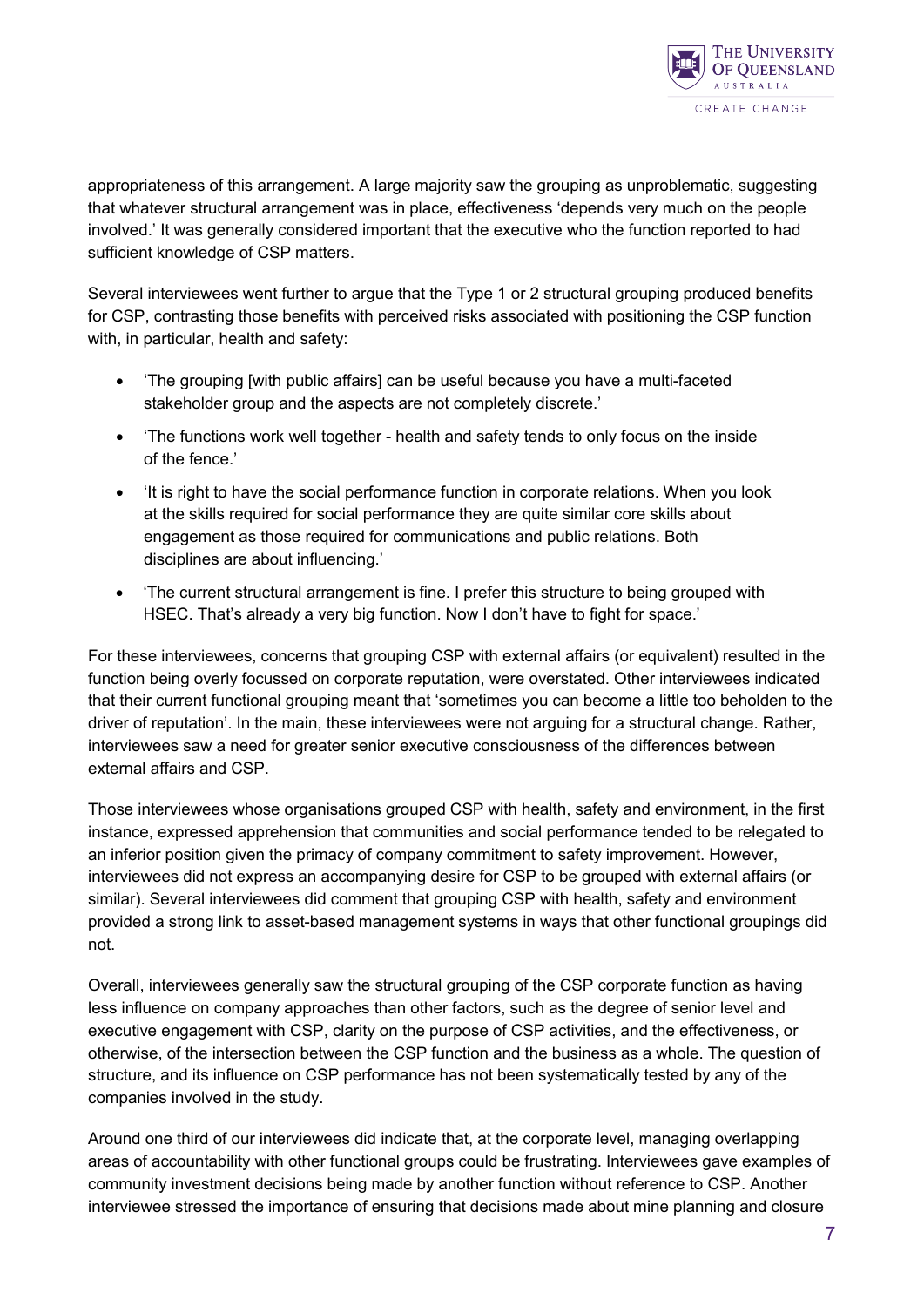appropriateness of this arrangement. A large majority saw the grouping as unproblematic, suggesting that whatever structural arrangement was in place, effectiveness 'depends very much on the people involved.' It was generally considered important that the executive who the function reported to had sufficient knowledge of CSP matters.

Several interviewees went further to argue that the Type 1 or 2 structural grouping produced benefits for CSP, contrasting those benefits with perceived risks associated with positioning the CSP function with, in particular, health and safety:

- 'The grouping [with public affairs] can be useful because you have a multi-faceted stakeholder group and the aspects are not completely discrete.'
- 'The functions work well together - health and safety tends to only focus on the inside of the fence.'
- 'It is right to have the social performance function in corporate relations. When you look at the skills required for social performance they are quite similar core skills about engagement as those required for communications and public relations. Both disciplines are about influencing.'
- 'The current structural arrangement is fine. I prefer this structure to being grouped with HSEC. That's already a very big function. Now I don't have to fight for space.'

For these interviewees, concerns that grouping CSP with external affairs (or equivalent) resulted in the function being overly focussed on corporate reputation, were overstated. Other interviewees indicated that their current functional grouping meant that 'sometimes you can become a little too beholden to the driver of reputation'. In the main, these interviewees were not arguing for a structural change. Rather, interviewees saw a need for greater senior executive consciousness of the differences between external affairs and CSP.

Those interviewees whose organisations grouped CSP with health, safety and environment, in the first instance, expressed apprehension that communities and social performance tended to be relegated to an inferior position given the primacy of company commitment to safety improvement. However, interviewees did not express an accompanying desire for CSP to be grouped with external affairs (or similar). Several interviewees did comment that grouping CSP with health, safety and environment provided a strong link to asset-based management systems in ways that other functional groupings did not.

Overall, interviewees generally saw the structural grouping of the CSP corporate function as having less influence on company approaches than other factors, such as the degree of senior level and executive engagement with CSP, clarity on the purpose of CSP activities, and the effectiveness, or otherwise, of the intersection between the CSP function and the business as a whole. The question of structure, and its influence on CSP performance has not been systematically tested by any of the companies involved in the study.

Around one third of our interviewees did indicate that, at the corporate level, managing overlapping areas of accountability with other functional groups could be frustrating. Interviewees gave examples of community investment decisions being made by another function without reference to CSP. Another interviewee stressed the importance of ensuring that decisions made about mine planning and closure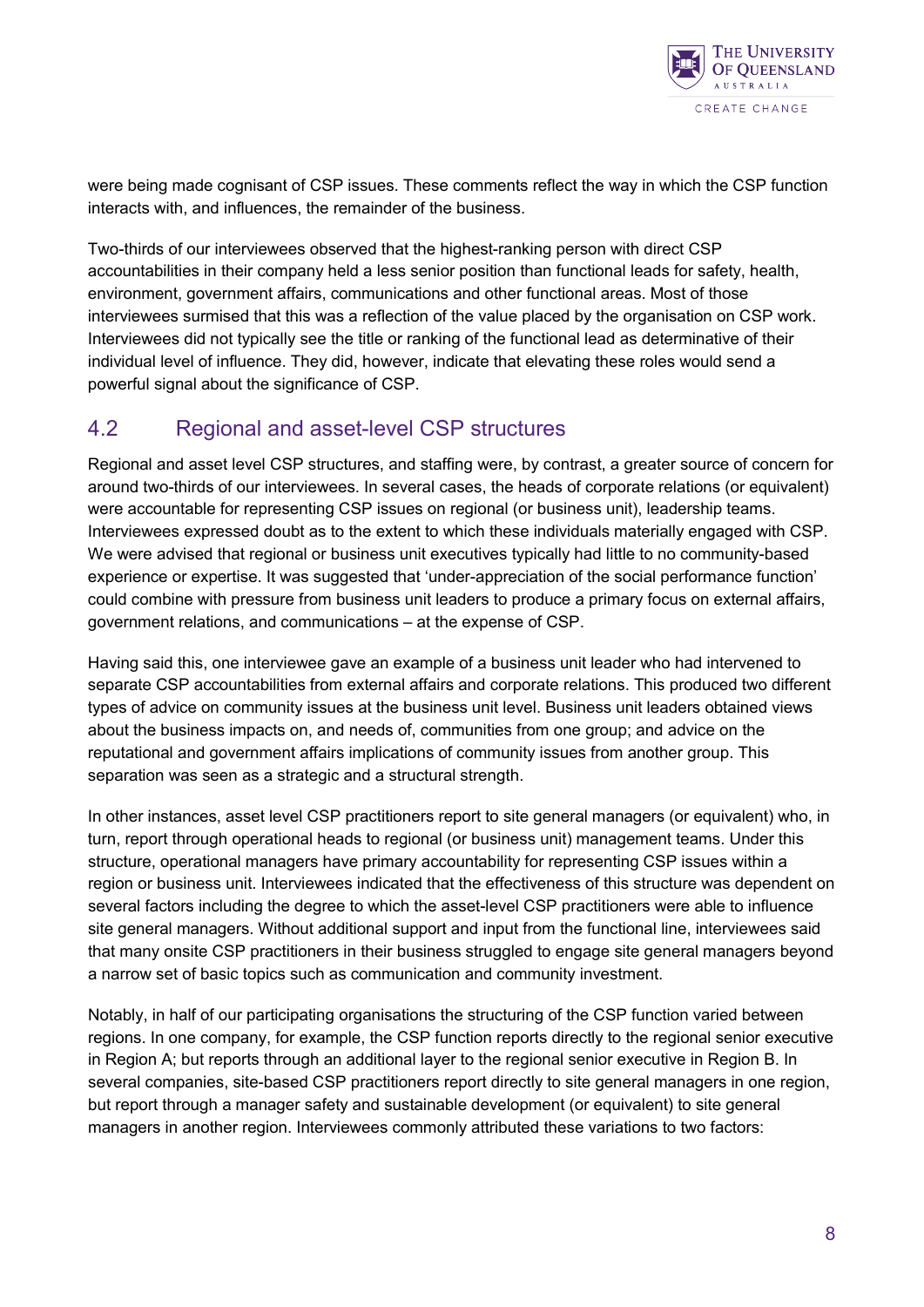were being made cognisant of CSP issues. These comments reflect the way in which the CSP function interacts with, and influences, the remainder of the business.

Two-thirds of our interviewees observed that the highest-ranking person with direct CSP accountabilities in their company held a less senior position than functional leads for safety, health, environment, government affairs, communications and other functional areas. Most of those interviewees surmised that this was a reflection of the value placed by the organisation on CSP work. Interviewees did not typically see the title or ranking of the functional lead as determinative of their individual level of influence. They did, however, indicate that elevating these roles would send a powerful signal about the significance of CSP.

## 4.2 Regional and asset-level CSP structures

Regional and asset level CSP structures, and staffing were, by contrast, a greater source of concern for around two-thirds of our interviewees. In several cases, the heads of corporate relations (or equivalent) were accountable for representing CSP issues on regional (or business unit), leadership teams. Interviewees expressed doubt as to the extent to which these individuals materially engaged with CSP. We were advised that regional or business unit executives typically had little to no community-based experience or expertise. It was suggested that 'under-appreciation of the social performance function' could combine with pressure from business unit leaders to produce a primary focus on external affairs, government relations, and communications – at the expense of CSP.

Having said this, one interviewee gave an example of a business unit leader who had intervened to separate CSP accountabilities from external affairs and corporate relations. This produced two different types of advice on community issues at the business unit level. Business unit leaders obtained views about the business impacts on, and needs of, communities from one group; and advice on the reputational and government affairs implications of community issues from another group. This separation was seen as a strategic and a structural strength.

In other instances, asset level CSP practitioners report to site general managers (or equivalent) who, in turn, report through operational heads to regional (or business unit) management teams. Under this structure, operational managers have primary accountability for representing CSP issues within a region or business unit. Interviewees indicated that the effectiveness of this structure was dependent on several factors including the degree to which the asset-level CSP practitioners were able to influence site general managers. Without additional support and input from the functional line, interviewees said that many onsite CSP practitioners in their business struggled to engage site general managers beyond a narrow set of basic topics such as communication and community investment.

Notably, in half of our participating organisations the structuring of the CSP function varied between regions. In one company, for example, the CSP function reports directly to the regional senior executive in Region A; but reports through an additional layer to the regional senior executive in Region B. In several companies, site-based CSP practitioners report directly to site general managers in one region, but report through a manager safety and sustainable development (or equivalent) to site general managers in another region. Interviewees commonly attributed these variations to two factors: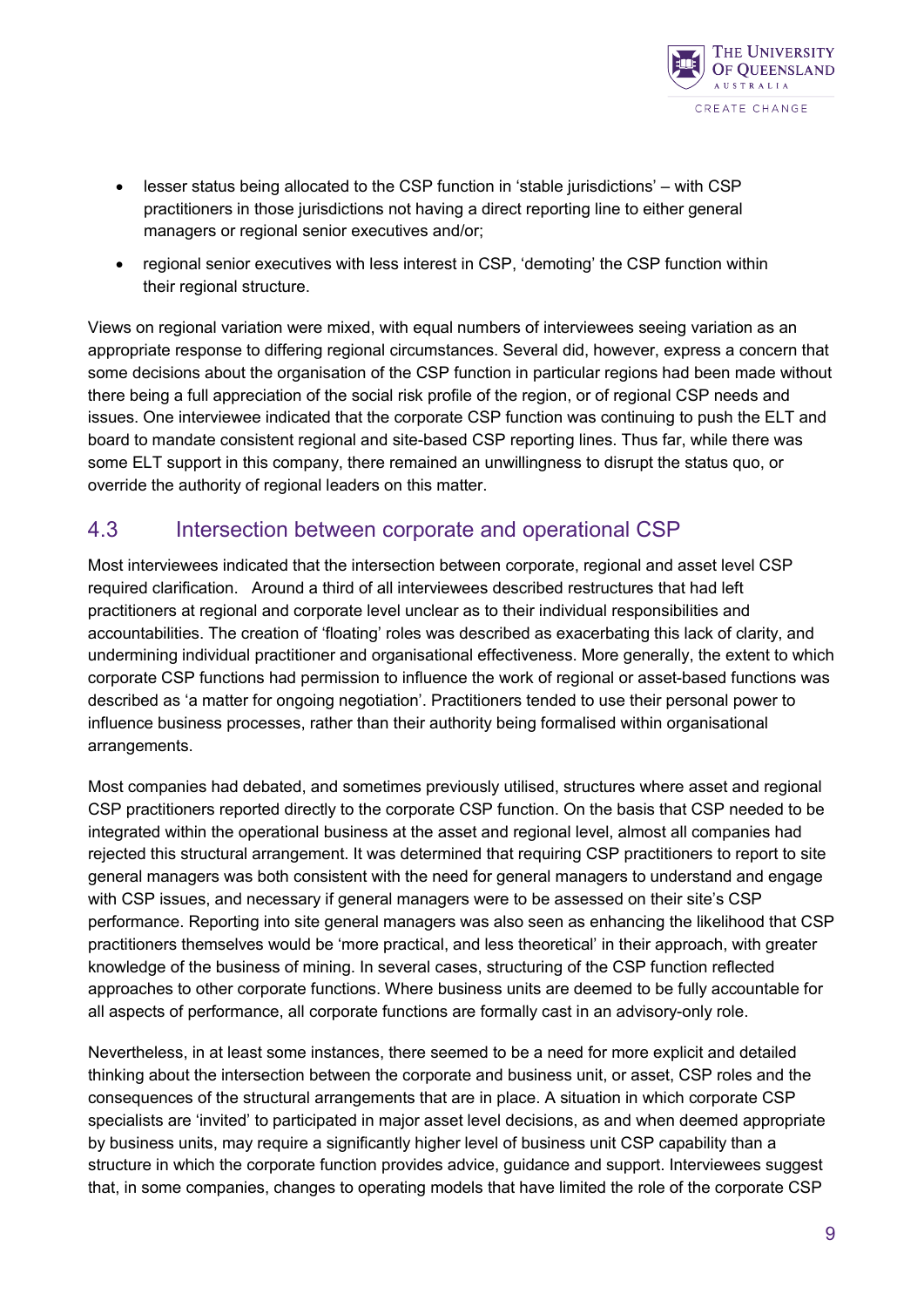- lesser status being allocated to the CSP function in 'stable jurisdictions' – with CSP practitioners in those jurisdictions not having a direct reporting line to either general managers or regional senior executives and/or;
- regional senior executives with less interest in CSP, 'demoting' the CSP function within their regional structure.

Views on regional variation were mixed, with equal numbers of interviewees seeing variation as an appropriate response to differing regional circumstances. Several did, however, express a concern that some decisions about the organisation of the CSP function in particular regions had been made without there being a full appreciation of the social risk profile of the region, or of regional CSP needs and issues. One interviewee indicated that the corporate CSP function was continuing to push the ELT and board to mandate consistent regional and site-based CSP reporting lines. Thus far, while there was some ELT support in this company, there remained an unwillingness to disrupt the status quo, or override the authority of regional leaders on this matter.

## 4.3 Intersection between corporate and operational CSP

Most interviewees indicated that the intersection between corporate, regional and asset level CSP required clarification. Around a third of all interviewees described restructures that had left practitioners at regional and corporate level unclear as to their individual responsibilities and accountabilities. The creation of 'floating' roles was described as exacerbating this lack of clarity, and undermining individual practitioner and organisational effectiveness. More generally, the extent to which corporate CSP functions had permission to influence the work of regional or asset-based functions was described as 'a matter for ongoing negotiation'. Practitioners tended to use their personal power to influence business processes, rather than their authority being formalised within organisational arrangements.

Most companies had debated, and sometimes previously utilised, structures where asset and regional CSP practitioners reported directly to the corporate CSP function. On the basis that CSP needed to be integrated within the operational business at the asset and regional level, almost all companies had rejected this structural arrangement. It was determined that requiring CSP practitioners to report to site general managers was both consistent with the need for general managers to understand and engage with CSP issues, and necessary if general managers were to be assessed on their site's CSP performance. Reporting into site general managers was also seen as enhancing the likelihood that CSP practitioners themselves would be 'more practical, and less theoretical' in their approach, with greater knowledge of the business of mining. In several cases, structuring of the CSP function reflected approaches to other corporate functions. Where business units are deemed to be fully accountable for all aspects of performance, all corporate functions are formally cast in an advisory-only role.

Nevertheless, in at least some instances, there seemed to be a need for more explicit and detailed thinking about the intersection between the corporate and business unit, or asset, CSP roles and the consequences of the structural arrangements that are in place. A situation in which corporate CSP specialists are 'invited' to participated in major asset level decisions, as and when deemed appropriate by business units, may require a significantly higher level of business unit CSP capability than a structure in which the corporate function provides advice, guidance and support. Interviewees suggest that, in some companies, changes to operating models that have limited the role of the corporate CSP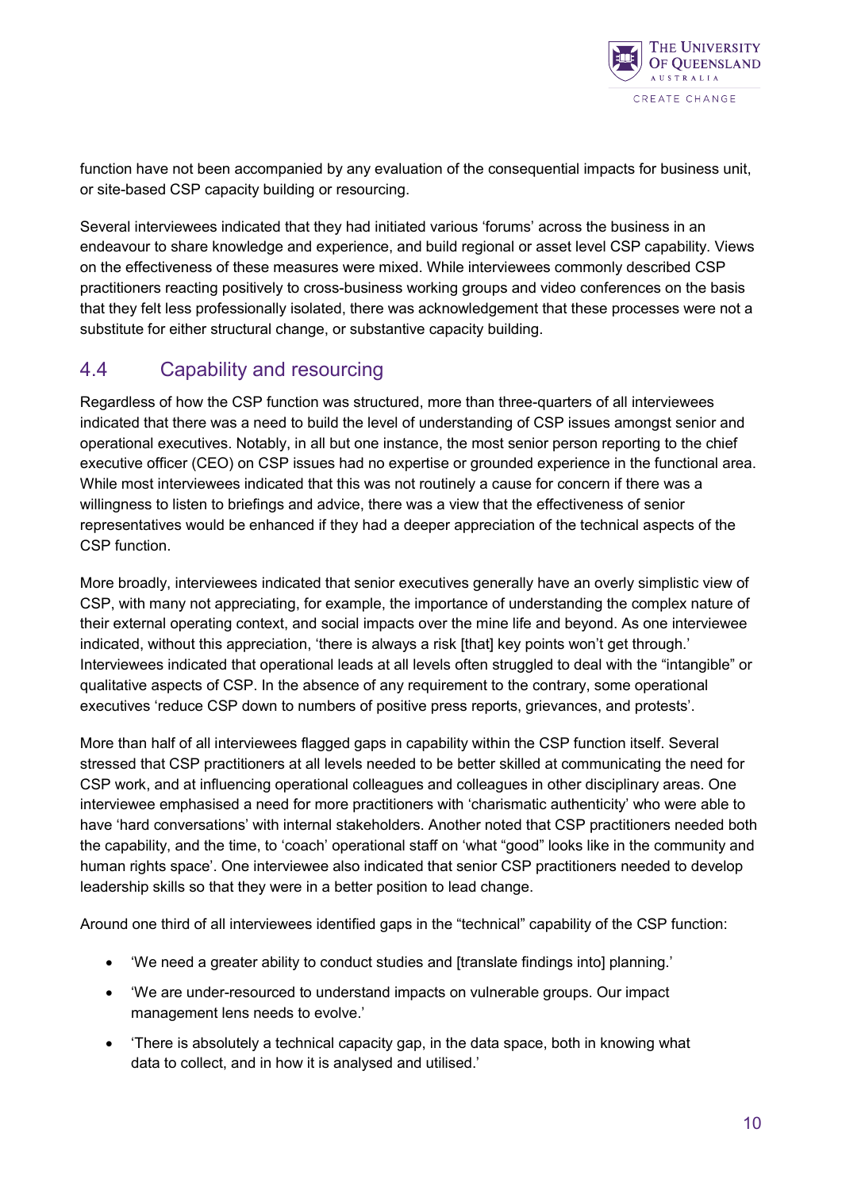function have not been accompanied by any evaluation of the consequential impacts for business unit, or site-based CSP capacity building or resourcing.

Several interviewees indicated that they had initiated various 'forums' across the business in an endeavour to share knowledge and experience, and build regional or asset level CSP capability. Views on the effectiveness of these measures were mixed. While interviewees commonly described CSP practitioners reacting positively to cross-business working groups and video conferences on the basis that they felt less professionally isolated, there was acknowledgement that these processes were not a substitute for either structural change, or substantive capacity building.

## 4.4 Capability and resourcing

Regardless of how the CSP function was structured, more than three-quarters of all interviewees indicated that there was a need to build the level of understanding of CSP issues amongst senior and operational executives. Notably, in all but one instance, the most senior person reporting to the chief executive officer (CEO) on CSP issues had no expertise or grounded experience in the functional area. While most interviewees indicated that this was not routinely a cause for concern if there was a willingness to listen to briefings and advice, there was a view that the effectiveness of senior representatives would be enhanced if they had a deeper appreciation of the technical aspects of the CSP function.

More broadly, interviewees indicated that senior executives generally have an overly simplistic view of CSP, with many not appreciating, for example, the importance of understanding the complex nature of their external operating context, and social impacts over the mine life and beyond. As one interviewee indicated, without this appreciation, 'there is always a risk [that] key points won't get through.' Interviewees indicated that operational leads at all levels often struggled to deal with the "intangible" or qualitative aspects of CSP. In the absence of any requirement to the contrary, some operational executives 'reduce CSP down to numbers of positive press reports, grievances, and protests'.

More than half of all interviewees flagged gaps in capability within the CSP function itself. Several stressed that CSP practitioners at all levels needed to be better skilled at communicating the need for CSP work, and at influencing operational colleagues and colleagues in other disciplinary areas. One interviewee emphasised a need for more practitioners with 'charismatic authenticity' who were able to have 'hard conversations' with internal stakeholders. Another noted that CSP practitioners needed both the capability, and the time, to 'coach' operational staff on 'what "good" looks like in the community and human rights space'. One interviewee also indicated that senior CSP practitioners needed to develop leadership skills so that they were in a better position to lead change.

Around one third of all interviewees identified gaps in the "technical" capability of the CSP function:

- 'We need a greater ability to conduct studies and [translate findings into] planning.'
- 'We are under-resourced to understand impacts on vulnerable groups. Our impact management lens needs to evolve.'
- 'There is absolutely a technical capacity gap, in the data space, both in knowing what data to collect, and in how it is analysed and utilised.'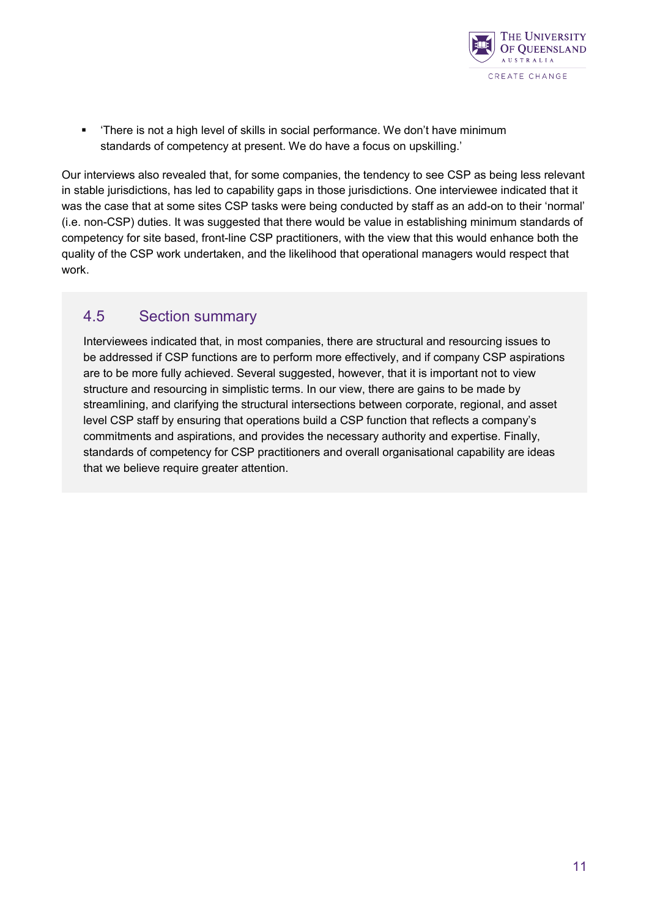- 'There is not a high level of skills in social performance. We don't have minimum standards of competency at present. We do have a focus on upskilling.'

Our interviews also revealed that, for some companies, the tendency to see CSP as being less relevant in stable jurisdictions, has led to capability gaps in those jurisdictions. One interviewee indicated that it was the case that at some sites CSP tasks were being conducted by staff as an add-on to their 'normal' (i.e. non-CSP) duties. It was suggested that there would be value in establishing minimum standards of competency for site based, front-line CSP practitioners, with the view that this would enhance both the quality of the CSP work undertaken, and the likelihood that operational managers would respect that work.

## 4.5 Section summary

Interviewees indicated that, in most companies, there are structural and resourcing issues to be addressed if CSP functions are to perform more effectively, and if company CSP aspirations are to be more fully achieved. Several suggested, however, that it is important not to view structure and resourcing in simplistic terms. In our view, there are gains to be made by streamlining, and clarifying the structural intersections between corporate, regional, and asset level CSP staff by ensuring that operations build a CSP function that reflects a company's commitments and aspirations, and provides the necessary authority and expertise. Finally, standards of competency for CSP practitioners and overall organisational capability are ideas that we believe require greater attention.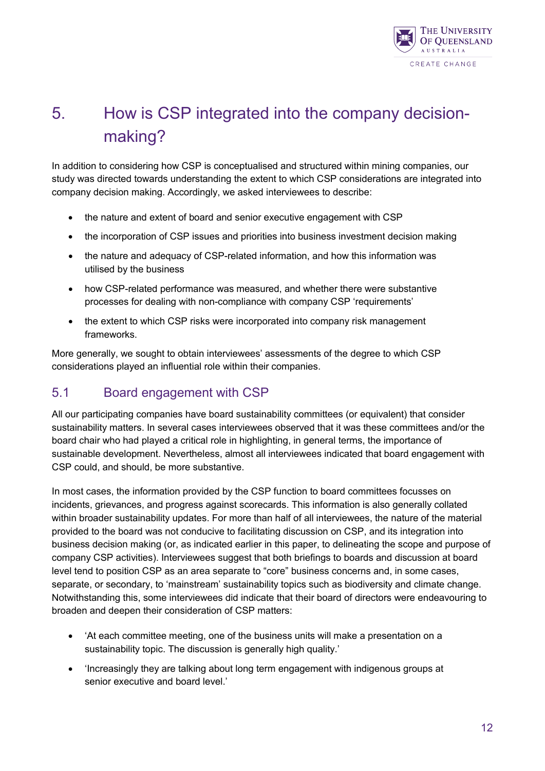# 5. How is CSP integrated into the company decision-making?

In addition to considering how CSP is conceptualised and structured within mining companies, our study was directed towards understanding the extent to which CSP considerations are integrated into company decision making. Accordingly, we asked interviewees to describe:

- the nature and extent of board and senior executive engagement with CSP
- the incorporation of CSP issues and priorities into business investment decision making
- the nature and adequacy of CSP-related information, and how this information was utilised by the business
- how CSP-related performance was measured, and whether there were substantive processes for dealing with non-compliance with company CSP 'requirements'
- the extent to which CSP risks were incorporated into company risk management frameworks.

More generally, we sought to obtain interviewees' assessments of the degree to which CSP considerations played an influential role within their companies.

## 5.1 Board engagement with CSP

All our participating companies have board sustainability committees (or equivalent) that consider sustainability matters. In several cases interviewees observed that it was these committees and/or the board chair who had played a critical role in highlighting, in general terms, the importance of sustainable development. Nevertheless, almost all interviewees indicated that board engagement with CSP could, and should, be more substantive.

In most cases, the information provided by the CSP function to board committees focusses on incidents, grievances, and progress against scorecards. This information is also generally collated within broader sustainability updates. For more than half of all interviewees, the nature of the material provided to the board was not conducive to facilitating discussion on CSP, and its integration into business decision making (or, as indicated earlier in this paper, to delineating the scope and purpose of company CSP activities). Interviewees suggest that both briefings to boards and discussion at board level tend to position CSP as an area separate to "core" business concerns and, in some cases, separate, or secondary, to 'mainstream' sustainability topics such as biodiversity and climate change. Notwithstanding this, some interviewees did indicate that their board of directors were endeavouring to broaden and deepen their consideration of CSP matters:

- 'At each committee meeting, one of the business units will make a presentation on a sustainability topic. The discussion is generally high quality.'
- 'Increasingly they are talking about long term engagement with indigenous groups at senior executive and board level.'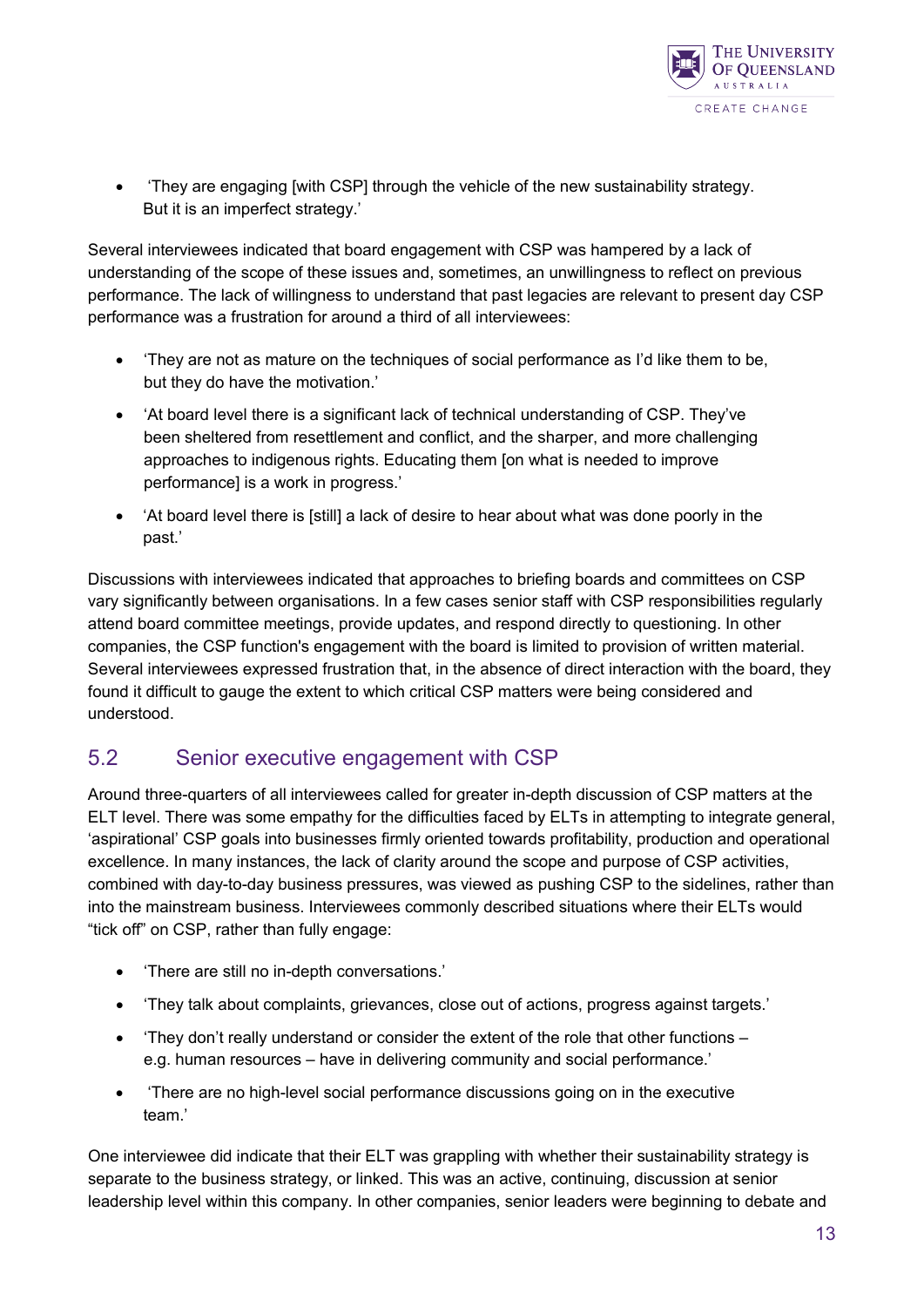- 'They are engaging [with CSP] through the vehicle of the new sustainability strategy. But it is an imperfect strategy.'

Several interviewees indicated that board engagement with CSP was hampered by a lack of understanding of the scope of these issues and, sometimes, an unwillingness to reflect on previous performance. The lack of willingness to understand that past legacies are relevant to present day CSP performance was a frustration for around a third of all interviewees:

- 'They are not as mature on the techniques of social performance as I'd like them to be, but they do have the motivation.'
- 'At board level there is a significant lack of technical understanding of CSP. They've been sheltered from resettlement and conflict, and the sharper, and more challenging approaches to indigenous rights. Educating them [on what is needed to improve performance] is a work in progress.'
- 'At board level there is [still] a lack of desire to hear about what was done poorly in the past.'

Discussions with interviewees indicated that approaches to briefing boards and committees on CSP vary significantly between organisations. In a few cases senior staff with CSP responsibilities regularly attend board committee meetings, provide updates, and respond directly to questioning. In other companies, the CSP function's engagement with the board is limited to provision of written material. Several interviewees expressed frustration that, in the absence of direct interaction with the board, they found it difficult to gauge the extent to which critical CSP matters were being considered and understood.

## 5.2 Senior executive engagement with CSP

Around three-quarters of all interviewees called for greater in-depth discussion of CSP matters at the ELT level. There was some empathy for the difficulties faced by ELTs in attempting to integrate general, 'aspirational' CSP goals into businesses firmly oriented towards profitability, production and operational excellence. In many instances, the lack of clarity around the scope and purpose of CSP activities, combined with day-to-day business pressures, was viewed as pushing CSP to the sidelines, rather than into the mainstream business. Interviewees commonly described situations where their ELTs would "tick off" on CSP, rather than fully engage:

- 'There are still no in-depth conversations.'
- 'They talk about complaints, grievances, close out of actions, progress against targets.'
- 'They don't really understand or consider the extent of the role that other functions – e.g. human resources – have in delivering community and social performance.'
- 'There are no high-level social performance discussions going on in the executive team.'

One interviewee did indicate that their ELT was grappling with whether their sustainability strategy is separate to the business strategy, or linked. This was an active, continuing, discussion at senior leadership level within this company. In other companies, senior leaders were beginning to debate and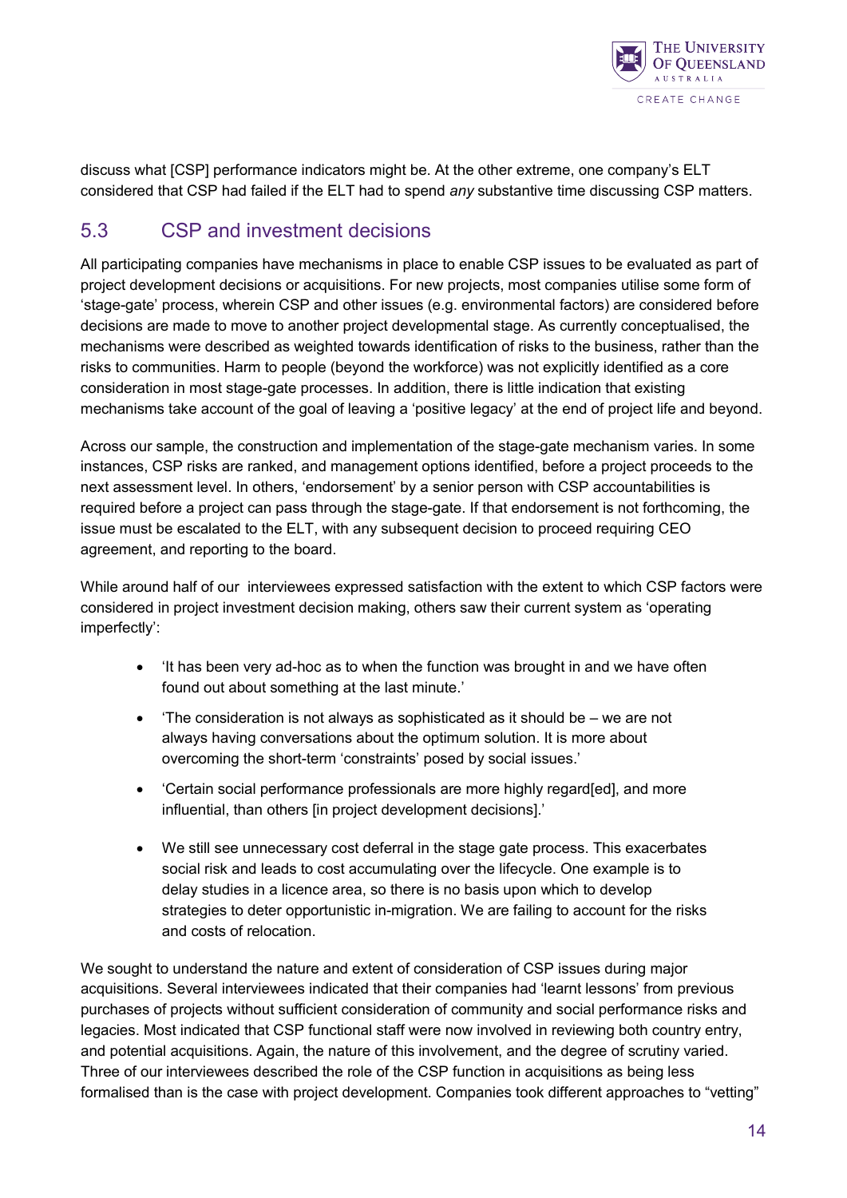discuss what [CSP] performance indicators might be. At the other extreme, one company's ELT considered that CSP had failed if the ELT had to spend *any* substantive time discussing CSP matters.

## 5.3 CSP and investment decisions

All participating companies have mechanisms in place to enable CSP issues to be evaluated as part of project development decisions or acquisitions. For new projects, most companies utilise some form of 'stage-gate' process, wherein CSP and other issues (e.g. environmental factors) are considered before decisions are made to move to another project developmental stage. As currently conceptualised, the mechanisms were described as weighted towards identification of risks to the business, rather than the risks to communities. Harm to people (beyond the workforce) was not explicitly identified as a core consideration in most stage-gate processes. In addition, there is little indication that existing mechanisms take account of the goal of leaving a 'positive legacy' at the end of project life and beyond.

Across our sample, the construction and implementation of the stage-gate mechanism varies. In some instances, CSP risks are ranked, and management options identified, before a project proceeds to the next assessment level. In others, 'endorsement' by a senior person with CSP accountabilities is required before a project can pass through the stage-gate. If that endorsement is not forthcoming, the issue must be escalated to the ELT, with any subsequent decision to proceed requiring CEO agreement, and reporting to the board.

While around half of our interviewees expressed satisfaction with the extent to which CSP factors were considered in project investment decision making, others saw their current system as 'operating imperfectly':

- 'It has been very ad-hoc as to when the function was brought in and we have often found out about something at the last minute.'
- 'The consideration is not always as sophisticated as it should be – we are not always having conversations about the optimum solution. It is more about overcoming the short-term 'constraints' posed by social issues.'
- 'Certain social performance professionals are more highly regard[ed], and more influential, than others [in project development decisions].'
- We still see unnecessary cost deferral in the stage gate process. This exacerbates social risk and leads to cost accumulating over the lifecycle. One example is to delay studies in a licence area, so there is no basis upon which to develop strategies to deter opportunistic in-migration. We are failing to account for the risks and costs of relocation.

We sought to understand the nature and extent of consideration of CSP issues during major acquisitions. Several interviewees indicated that their companies had 'learnt lessons' from previous purchases of projects without sufficient consideration of community and social performance risks and legacies. Most indicated that CSP functional staff were now involved in reviewing both country entry, and potential acquisitions. Again, the nature of this involvement, and the degree of scrutiny varied. Three of our interviewees described the role of the CSP function in acquisitions as being less formalised than is the case with project development. Companies took different approaches to "vetting"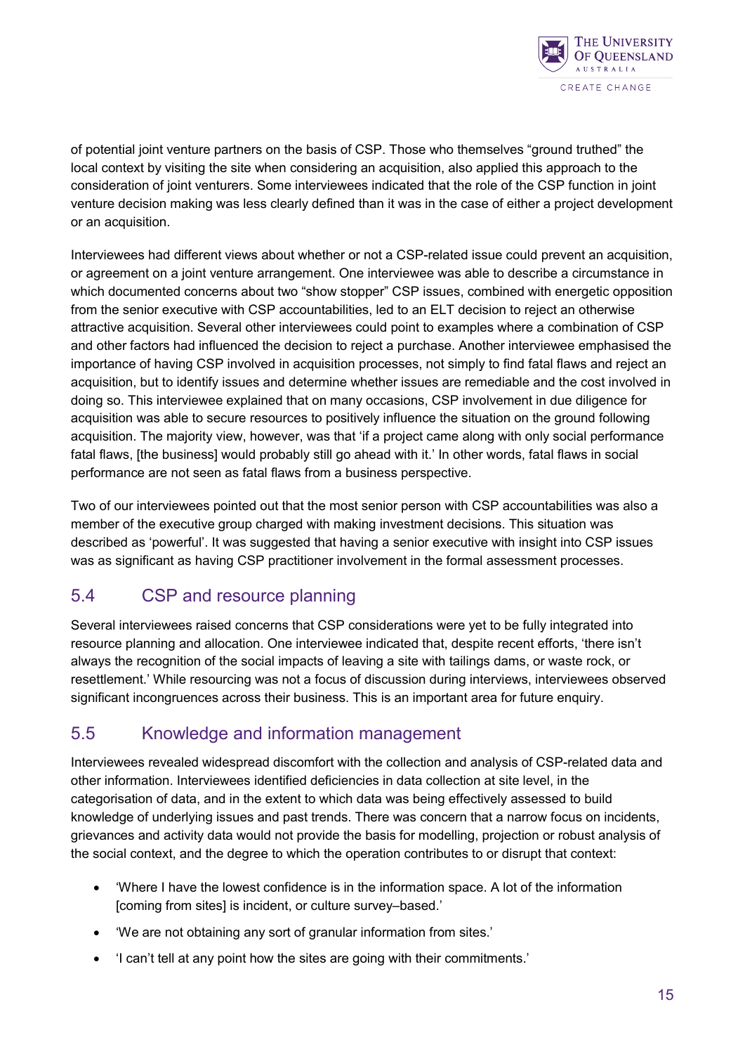of potential joint venture partners on the basis of CSP. Those who themselves “ground truthed” the local context by visiting the site when considering an acquisition, also applied this approach to the consideration of joint venturers. Some interviewees indicated that the role of the CSP function in joint venture decision making was less clearly defined than it was in the case of either a project development or an acquisition.

Interviewees had different views about whether or not a CSP-related issue could prevent an acquisition, or agreement on a joint venture arrangement. One interviewee was able to describe a circumstance in which documented concerns about two “show stopper” CSP issues, combined with energetic opposition from the senior executive with CSP accountabilities, led to an ELT decision to reject an otherwise attractive acquisition. Several other interviewees could point to examples where a combination of CSP and other factors had influenced the decision to reject a purchase. Another interviewee emphasised the importance of having CSP involved in acquisition processes, not simply to find fatal flaws and reject an acquisition, but to identify issues and determine whether issues are remediable and the cost involved in doing so. This interviewee explained that on many occasions, CSP involvement in due diligence for acquisition was able to secure resources to positively influence the situation on the ground following acquisition. The majority view, however, was that ‘if a project came along with only social performance fatal flaws, [the business] would probably still go ahead with it.’ In other words, fatal flaws in social performance are not seen as fatal flaws from a business perspective.

Two of our interviewees pointed out that the most senior person with CSP accountabilities was also a member of the executive group charged with making investment decisions. This situation was described as ‘powerful’. It was suggested that having a senior executive with insight into CSP issues was as significant as having CSP practitioner involvement in the formal assessment processes.

## 5.4 CSP and resource planning

Several interviewees raised concerns that CSP considerations were yet to be fully integrated into resource planning and allocation. One interviewee indicated that, despite recent efforts, ‘there isn’t always the recognition of the social impacts of leaving a site with tailings dams, or waste rock, or resettlement.’ While resourcing was not a focus of discussion during interviews, interviewees observed significant incongruences across their business. This is an important area for future enquiry.

## 5.5 Knowledge and information management

Interviewees revealed widespread discomfort with the collection and analysis of CSP-related data and other information. Interviewees identified deficiencies in data collection at site level, in the categorisation of data, and in the extent to which data was being effectively assessed to build knowledge of underlying issues and past trends. There was concern that a narrow focus on incidents, grievances and activity data would not provide the basis for modelling, projection or robust analysis of the social context, and the degree to which the operation contributes to or disrupt that context:

- ‘Where I have the lowest confidence is in the information space. A lot of the information [coming from sites] is incident, or culture survey–based.’
- ‘We are not obtaining any sort of granular information from sites.’
- ‘I can’t tell at any point how the sites are going with their commitments.’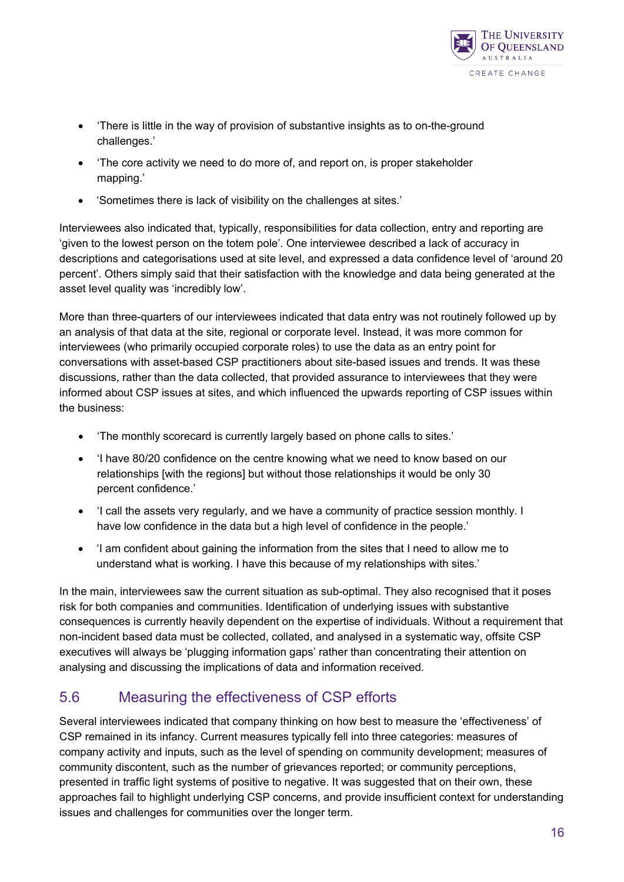- 'There is little in the way of provision of substantive insights as to on-the-ground challenges.'
- 'The core activity we need to do more of, and report on, is proper stakeholder mapping.'
- 'Sometimes there is lack of visibility on the challenges at sites.'

Interviewees also indicated that, typically, responsibilities for data collection, entry and reporting are 'given to the lowest person on the totem pole'. One interviewee described a lack of accuracy in descriptions and categorisations used at site level, and expressed a data confidence level of 'around 20 percent'. Others simply said that their satisfaction with the knowledge and data being generated at the asset level quality was 'incredibly low'.

More than three-quarters of our interviewees indicated that data entry was not routinely followed up by an analysis of that data at the site, regional or corporate level. Instead, it was more common for interviewees (who primarily occupied corporate roles) to use the data as an entry point for conversations with asset-based CSP practitioners about site-based issues and trends. It was these discussions, rather than the data collected, that provided assurance to interviewees that they were informed about CSP issues at sites, and which influenced the upwards reporting of CSP issues within the business:

- 'The monthly scorecard is currently largely based on phone calls to sites.'
- 'I have 80/20 confidence on the centre knowing what we need to know based on our relationships [with the regions] but without those relationships it would be only 30 percent confidence.'
- 'I call the assets very regularly, and we have a community of practice session monthly. I have low confidence in the data but a high level of confidence in the people.'
- 'I am confident about gaining the information from the sites that I need to allow me to understand what is working. I have this because of my relationships with sites.'

In the main, interviewees saw the current situation as sub-optimal. They also recognised that it poses risk for both companies and communities. Identification of underlying issues with substantive consequences is currently heavily dependent on the expertise of individuals. Without a requirement that non-incident based data must be collected, collated, and analysed in a systematic way, offsite CSP executives will always be 'plugging information gaps' rather than concentrating their attention on analysing and discussing the implications of data and information received.

## 5.6 Measuring the effectiveness of CSP efforts

Several interviewees indicated that company thinking on how best to measure the 'effectiveness' of CSP remained in its infancy. Current measures typically fell into three categories: measures of company activity and inputs, such as the level of spending on community development; measures of community discontent, such as the number of grievances reported; or community perceptions, presented in traffic light systems of positive to negative. It was suggested that on their own, these approaches fail to highlight underlying CSP concerns, and provide insufficient context for understanding issues and challenges for communities over the longer term.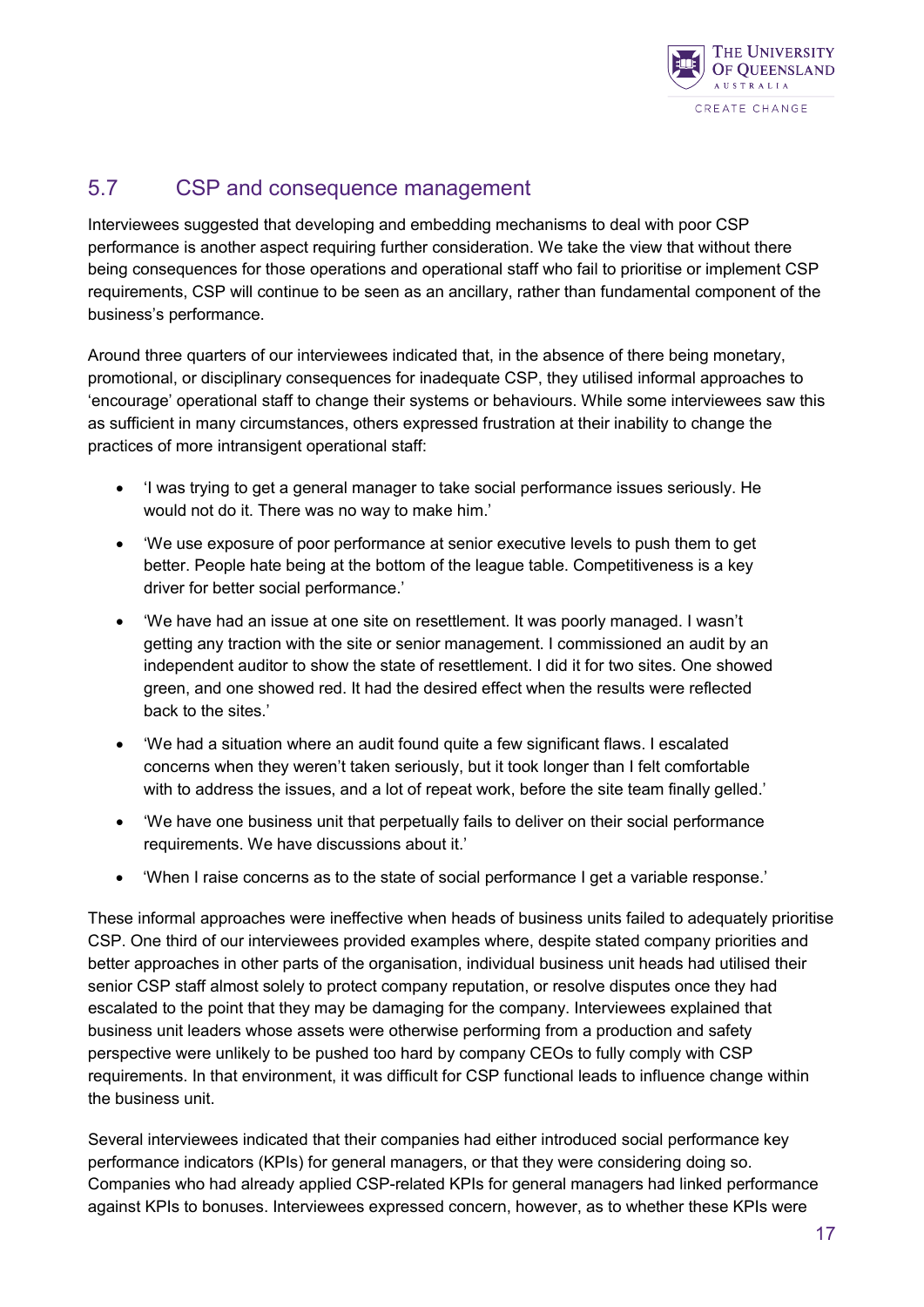## 5.7 CSP and consequence management

Interviewees suggested that developing and embedding mechanisms to deal with poor CSP performance is another aspect requiring further consideration. We take the view that without there being consequences for those operations and operational staff who fail to prioritise or implement CSP requirements, CSP will continue to be seen as an ancillary, rather than fundamental component of the business's performance.

Around three quarters of our interviewees indicated that, in the absence of there being monetary, promotional, or disciplinary consequences for inadequate CSP, they utilised informal approaches to 'encourage' operational staff to change their systems or behaviours. While some interviewees saw this as sufficient in many circumstances, others expressed frustration at their inability to change the practices of more intransigent operational staff:

- 'I was trying to get a general manager to take social performance issues seriously. He would not do it. There was no way to make him.'
- 'We use exposure of poor performance at senior executive levels to push them to get better. People hate being at the bottom of the league table. Competitiveness is a key driver for better social performance.'
- 'We have had an issue at one site on resettlement. It was poorly managed. I wasn't getting any traction with the site or senior management. I commissioned an audit by an independent auditor to show the state of resettlement. I did it for two sites. One showed green, and one showed red. It had the desired effect when the results were reflected back to the sites.'
- 'We had a situation where an audit found quite a few significant flaws. I escalated concerns when they weren't taken seriously, but it took longer than I felt comfortable with to address the issues, and a lot of repeat work, before the site team finally gelled.'
- 'We have one business unit that perpetually fails to deliver on their social performance requirements. We have discussions about it.'
- 'When I raise concerns as to the state of social performance I get a variable response.'

These informal approaches were ineffective when heads of business units failed to adequately prioritise CSP. One third of our interviewees provided examples where, despite stated company priorities and better approaches in other parts of the organisation, individual business unit heads had utilised their senior CSP staff almost solely to protect company reputation, or resolve disputes once they had escalated to the point that they may be damaging for the company. Interviewees explained that business unit leaders whose assets were otherwise performing from a production and safety perspective were unlikely to be pushed too hard by company CEOs to fully comply with CSP requirements. In that environment, it was difficult for CSP functional leads to influence change within the business unit.

Several interviewees indicated that their companies had either introduced social performance key performance indicators (KPIs) for general managers, or that they were considering doing so. Companies who had already applied CSP-related KPIs for general managers had linked performance against KPIs to bonuses. Interviewees expressed concern, however, as to whether these KPIs were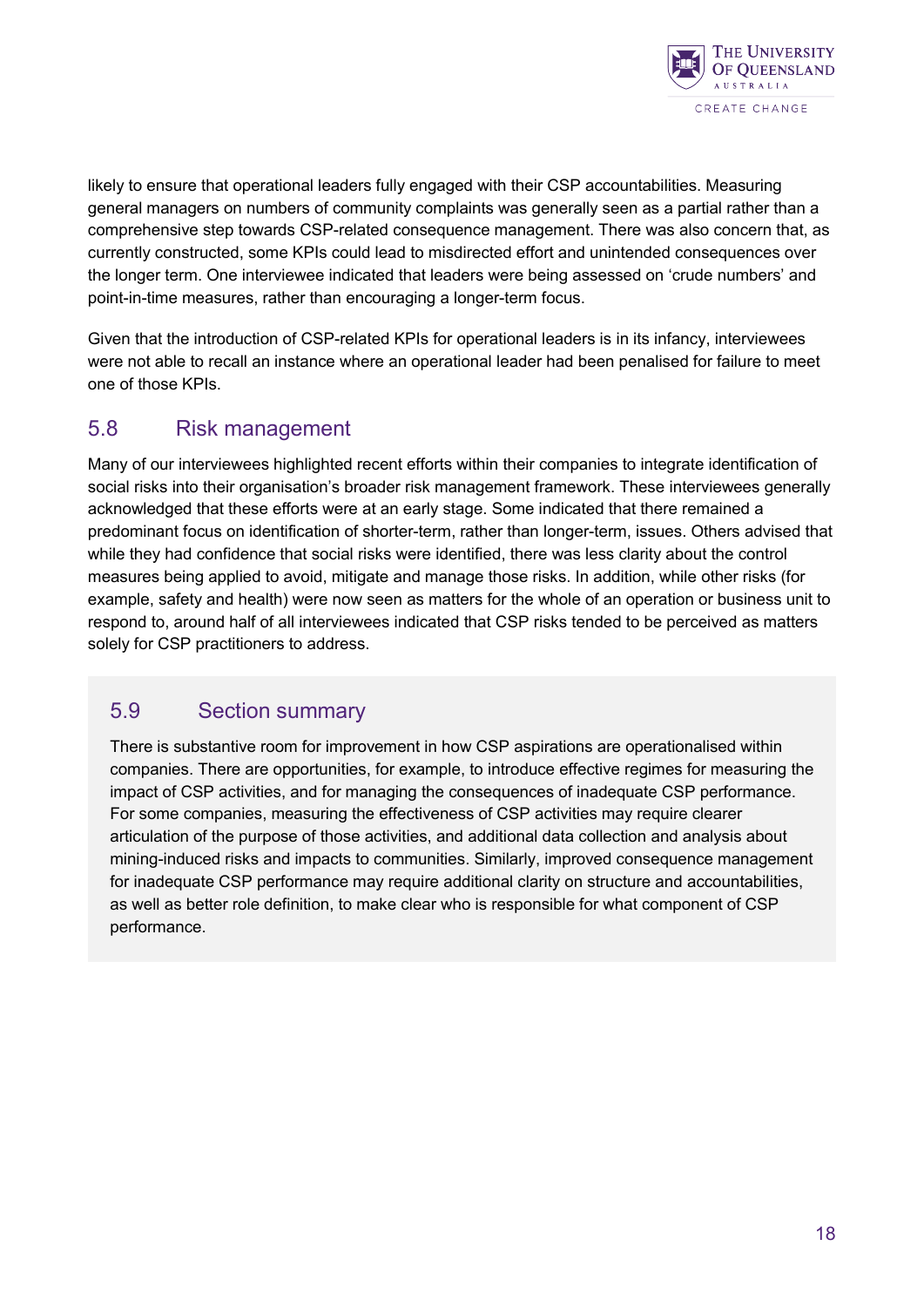likely to ensure that operational leaders fully engaged with their CSP accountabilities. Measuring general managers on numbers of community complaints was generally seen as a partial rather than a comprehensive step towards CSP-related consequence management. There was also concern that, as currently constructed, some KPIs could lead to misdirected effort and unintended consequences over the longer term. One interviewee indicated that leaders were being assessed on 'crude numbers' and point-in-time measures, rather than encouraging a longer-term focus.

Given that the introduction of CSP-related KPIs for operational leaders is in its infancy, interviewees were not able to recall an instance where an operational leader had been penalised for failure to meet one of those KPIs.

## 5.8 Risk management

Many of our interviewees highlighted recent efforts within their companies to integrate identification of social risks into their organisation's broader risk management framework. These interviewees generally acknowledged that these efforts were at an early stage. Some indicated that there remained a predominant focus on identification of shorter-term, rather than longer-term, issues. Others advised that while they had confidence that social risks were identified, there was less clarity about the control measures being applied to avoid, mitigate and manage those risks. In addition, while other risks (for example, safety and health) were now seen as matters for the whole of an operation or business unit to respond to, around half of all interviewees indicated that CSP risks tended to be perceived as matters solely for CSP practitioners to address.

## 5.9 Section summary

There is substantive room for improvement in how CSP aspirations are operationalised within companies. There are opportunities, for example, to introduce effective regimes for measuring the impact of CSP activities, and for managing the consequences of inadequate CSP performance. For some companies, measuring the effectiveness of CSP activities may require clearer articulation of the purpose of those activities, and additional data collection and analysis about mining-induced risks and impacts to communities. Similarly, improved consequence management for inadequate CSP performance may require additional clarity on structure and accountabilities, as well as better role definition, to make clear who is responsible for what component of CSP performance.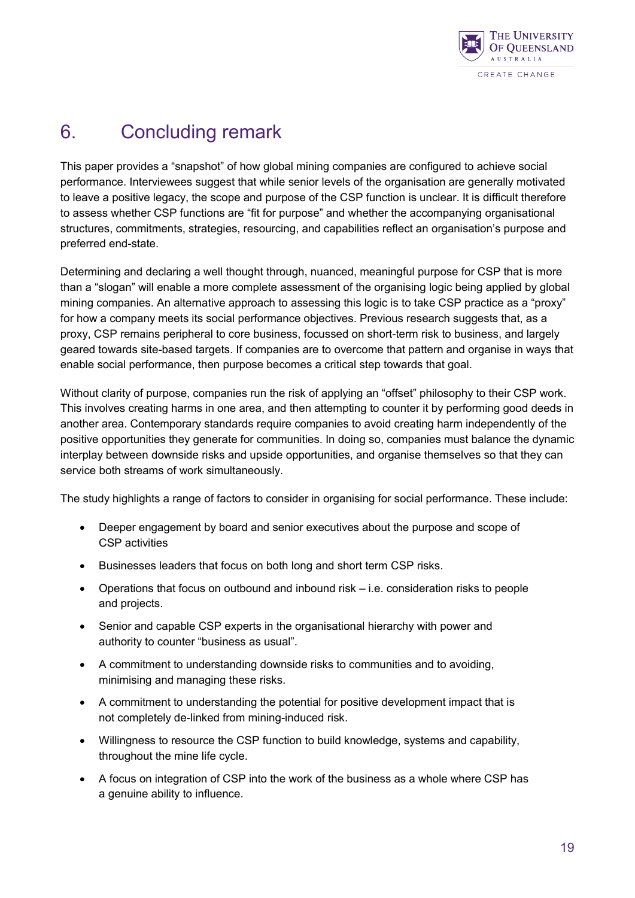# 6. Concluding remark

This paper provides a "snapshot" of how global mining companies are configured to achieve social performance. Interviewees suggest that while senior levels of the organisation are generally motivated to leave a positive legacy, the scope and purpose of the CSP function is unclear. It is difficult therefore to assess whether CSP functions are "fit for purpose" and whether the accompanying organisational structures, commitments, strategies, resourcing, and capabilities reflect an organisation's purpose and preferred end-state.

Determining and declaring a well thought through, nuanced, meaningful purpose for CSP that is more than a "slogan" will enable a more complete assessment of the organising logic being applied by global mining companies. An alternative approach to assessing this logic is to take CSP practice as a "proxy" for how a company meets its social performance objectives. Previous research suggests that, as a proxy, CSP remains peripheral to core business, focussed on short-term risk to business, and largely geared towards site-based targets. If companies are to overcome that pattern and organise in ways that enable social performance, then purpose becomes a critical step towards that goal.

Without clarity of purpose, companies run the risk of applying an "offset" philosophy to their CSP work. This involves creating harms in one area, and then attempting to counter it by performing good deeds in another area. Contemporary standards require companies to avoid creating harm independently of the positive opportunities they generate for communities. In doing so, companies must balance the dynamic interplay between downside risks and upside opportunities, and organise themselves so that they can service both streams of work simultaneously.

The study highlights a range of factors to consider in organising for social performance. These include:

- Deeper engagement by board and senior executives about the purpose and scope of CSP activities
- Businesses leaders that focus on both long and short term CSP risks.
- Operations that focus on outbound and inbound risk – i.e. consideration risks to people and projects.
- Senior and capable CSP experts in the organisational hierarchy with power and authority to counter "business as usual".
- A commitment to understanding downside risks to communities and to avoiding, minimising and managing these risks.
- A commitment to understanding the potential for positive development impact that is not completely de-linked from mining-induced risk.
- Willingness to resource the CSP function to build knowledge, systems and capability, throughout the mine life cycle.
- A focus on integration of CSP into the work of the business as a whole where CSP has a genuine ability to influence.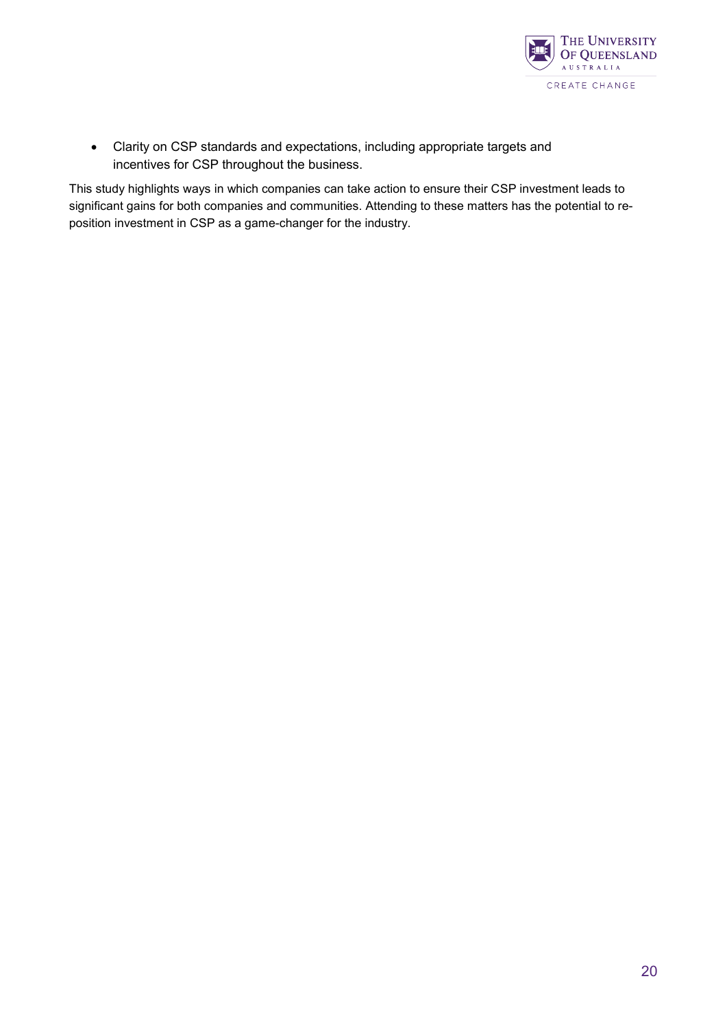- Clarity on CSP standards and expectations, including appropriate targets and incentives for CSP throughout the business.

This study highlights ways in which companies can take action to ensure their CSP investment leads to significant gains for both companies and communities. Attending to these matters has the potential to re-position investment in CSP as a game-changer for the industry.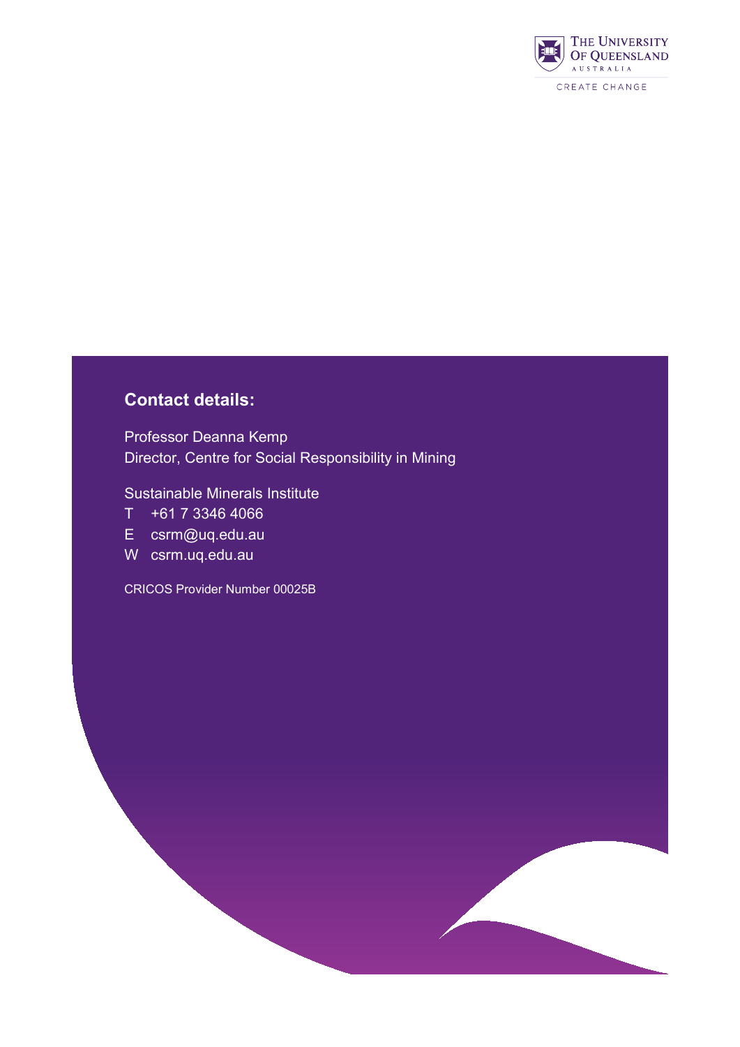THE UNIVERSITY OF QUEENSLAND
AUSTRALIA

CREATE CHANGE

## Contact details:

Professor Deanna Kemp
Director, Centre for Social Responsibility in Mining

Sustainable Minerals Institute
T +61 7 3346 4066
E csrm@uq.edu.au
W csrm.uq.edu.au

CRICOS Provider Number 00025B